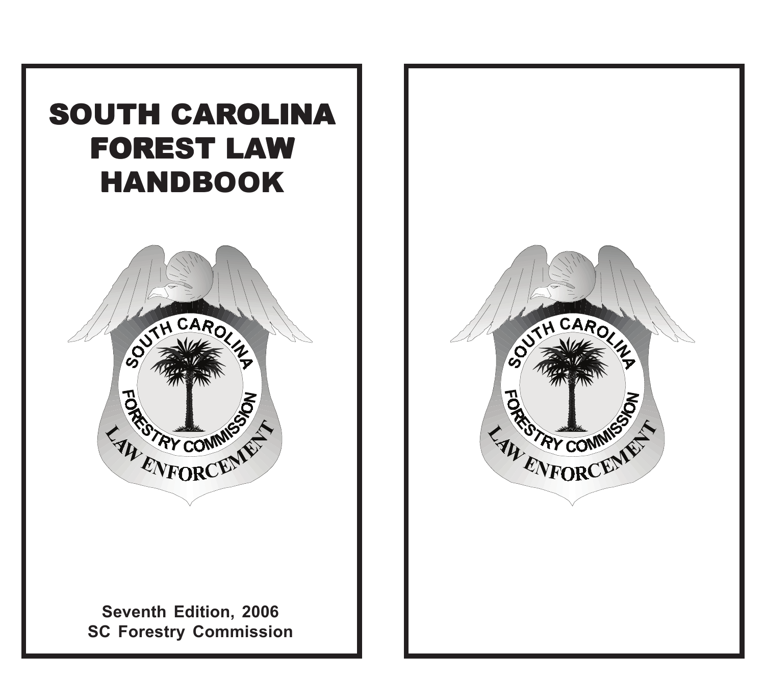# SOUTH CAROLINA FOREST LAW HANDBOOK

Seventh Edition, 2006
SC Forestry Commission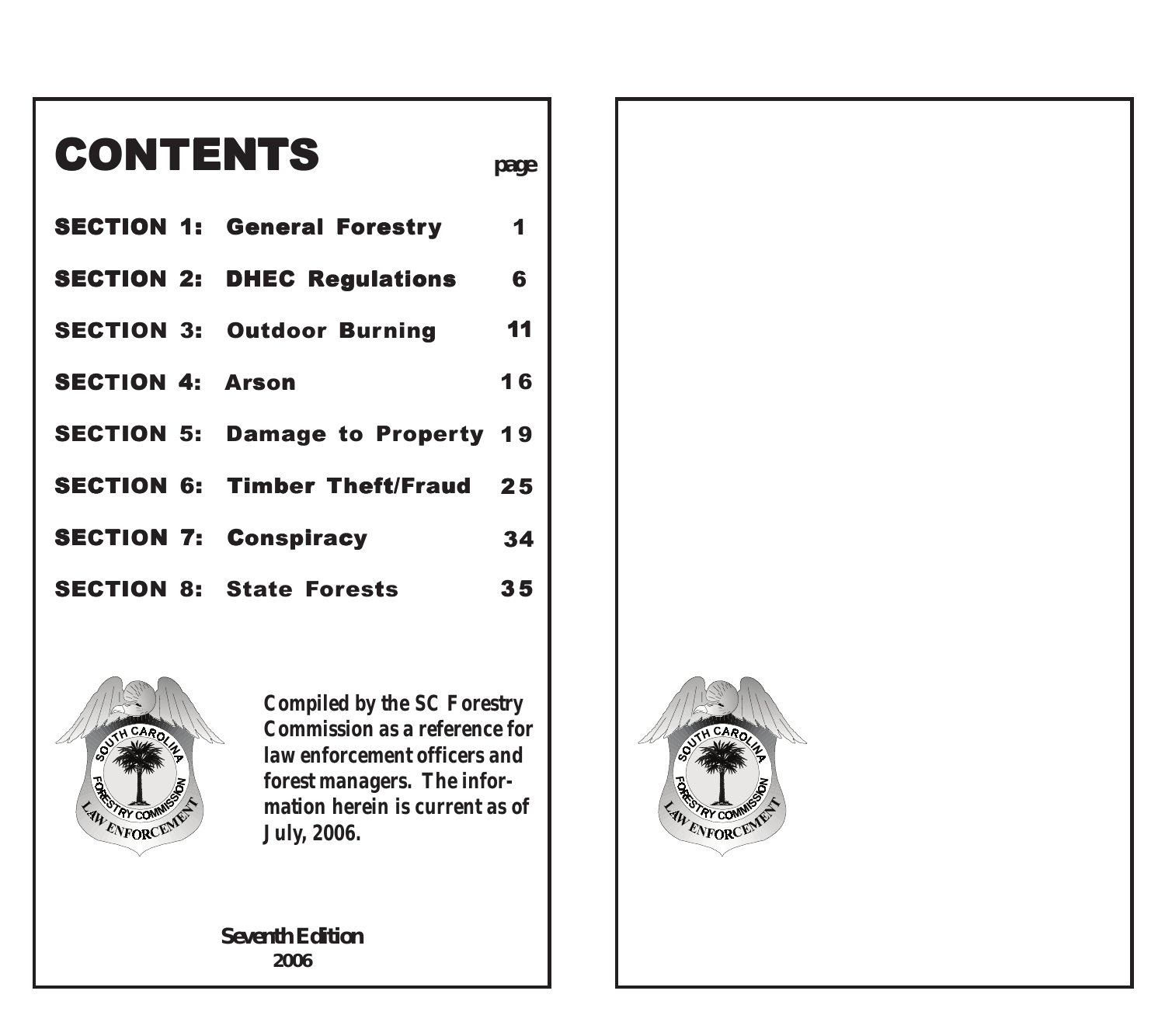# CONTENTS

| | page |
|---|---|
| **SECTION 1: General Forestry** | 1 |
| **SECTION 2: DHEC Regulations** | 6 |
| **SECTION 3: Outdoor Burning** | 11 |
| **SECTION 4: Arson** | 16 |
| **SECTION 5: Damage to Property** | 19 |
| **SECTION 6: Timber Theft/Fraud** | 25 |
| **SECTION 7: Conspiracy** | 34 |
| **SECTION 8: State Forests** | 35 |

***Compiled by the SC Forestry Commission as a reference for law enforcement officers and forest managers. The information herein is current as of July, 2006.***

**Seventh Edition**
**2006**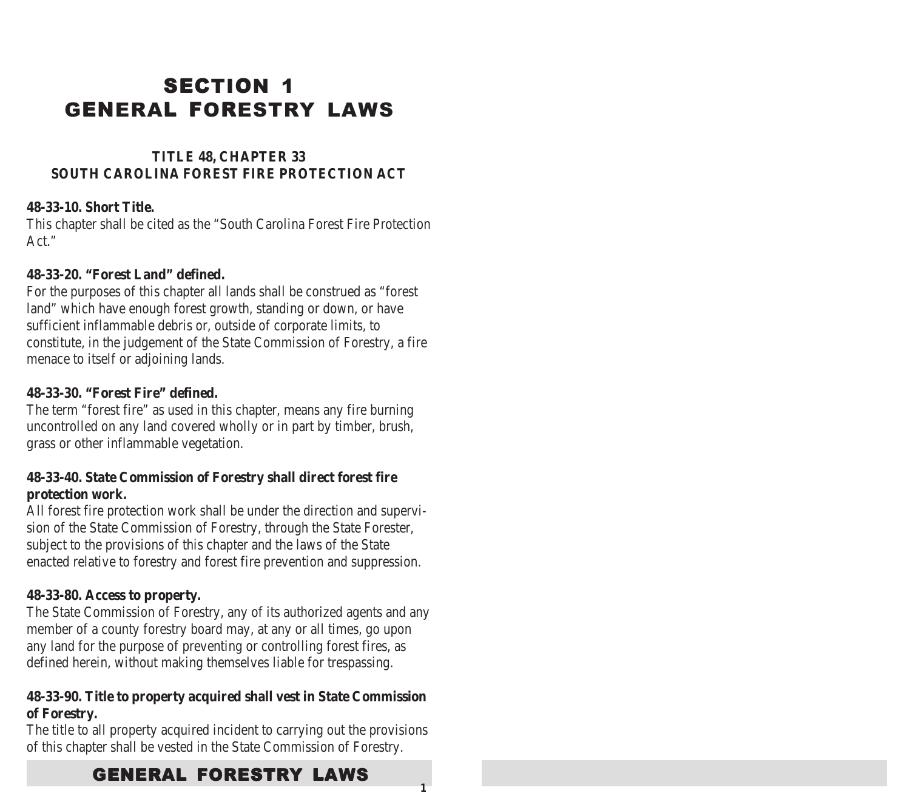# SECTION 1
# GENERAL FORESTRY LAWS

### TITLE 48, CHAPTER 33
### SOUTH CAROLINA FOREST FIRE PROTECTION ACT

**48-33-10. Short Title.**
This chapter shall be cited as the "South Carolina Forest Fire Protection Act."

**48-33-20. "Forest Land" defined.**
For the purposes of this chapter all lands shall be construed as "forest land" which have enough forest growth, standing or down, or have sufficient inflammable debris or, outside of corporate limits, to constitute, in the judgement of the State Commission of Forestry, a fire menace to itself or adjoining lands.

**48-33-30. "Forest Fire" defined.**
The term "forest fire" as used in this chapter, means any fire burning uncontrolled on any land covered wholly or in part by timber, brush, grass or other inflammable vegetation.

**48-33-40. State Commission of Forestry shall direct forest fire protection work.**
All forest fire protection work shall be under the direction and supervision of the State Commission of Forestry, through the State Forester, subject to the provisions of this chapter and the laws of the State enacted relative to forestry and forest fire prevention and suppression.

**48-33-80. Access to property.**
The State Commission of Forestry, any of its authorized agents and any member of a county forestry board may, at any or all times, go upon any land for the purpose of preventing or controlling forest fires, as defined herein, without making themselves liable for trespassing.

**48-33-90. Title to property acquired shall vest in State Commission of Forestry.**
The title to all property acquired incident to carrying out the provisions of this chapter shall be vested in the State Commission of Forestry.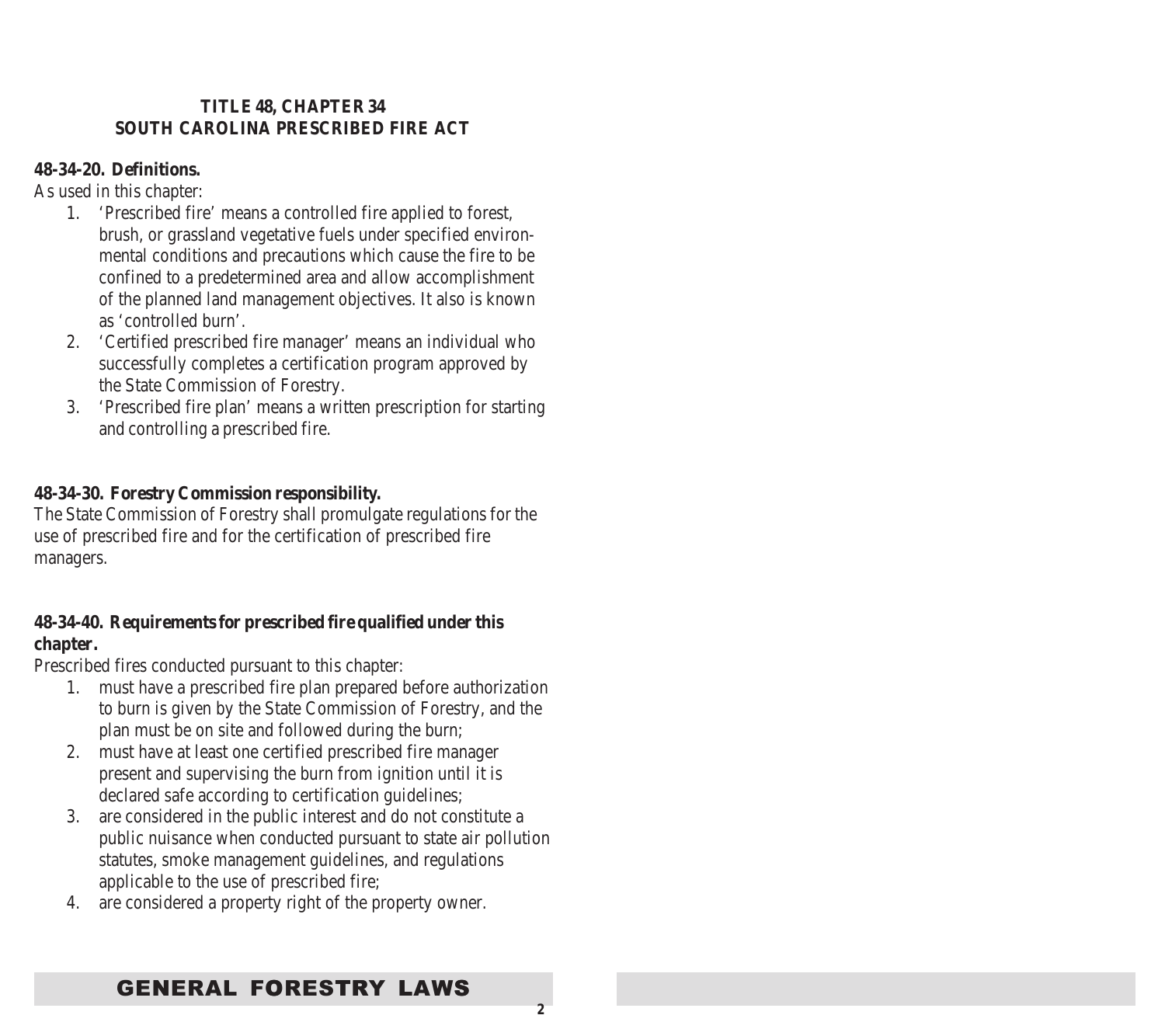## TITLE 48, CHAPTER 34
## SOUTH CAROLINA PRESCRIBED FIRE ACT

**48-34-20. Definitions.**

As used in this chapter:

1. 'Prescribed fire' means a controlled fire applied to forest, brush, or grassland vegetative fuels under specified environmental conditions and precautions which cause the fire to be confined to a predetermined area and allow accomplishment of the planned land management objectives. It also is known as 'controlled burn'.
2. 'Certified prescribed fire manager' means an individual who successfully completes a certification program approved by the State Commission of Forestry.
3. 'Prescribed fire plan' means a written prescription for starting and controlling a prescribed fire.

**48-34-30. Forestry Commission responsibility.**

The State Commission of Forestry shall promulgate regulations for the use of prescribed fire and for the certification of prescribed fire managers.

**48-34-40. Requirements for prescribed fire qualified under this chapter.**

Prescribed fires conducted pursuant to this chapter:

1. must have a prescribed fire plan prepared before authorization to burn is given by the State Commission of Forestry, and the plan must be on site and followed during the burn;
2. must have at least one certified prescribed fire manager present and supervising the burn from ignition until it is declared safe according to certification guidelines;
3. are considered in the public interest and do not constitute a public nuisance when conducted pursuant to state air pollution statutes, smoke management guidelines, and regulations applicable to the use of prescribed fire;
4. are considered a property right of the property owner.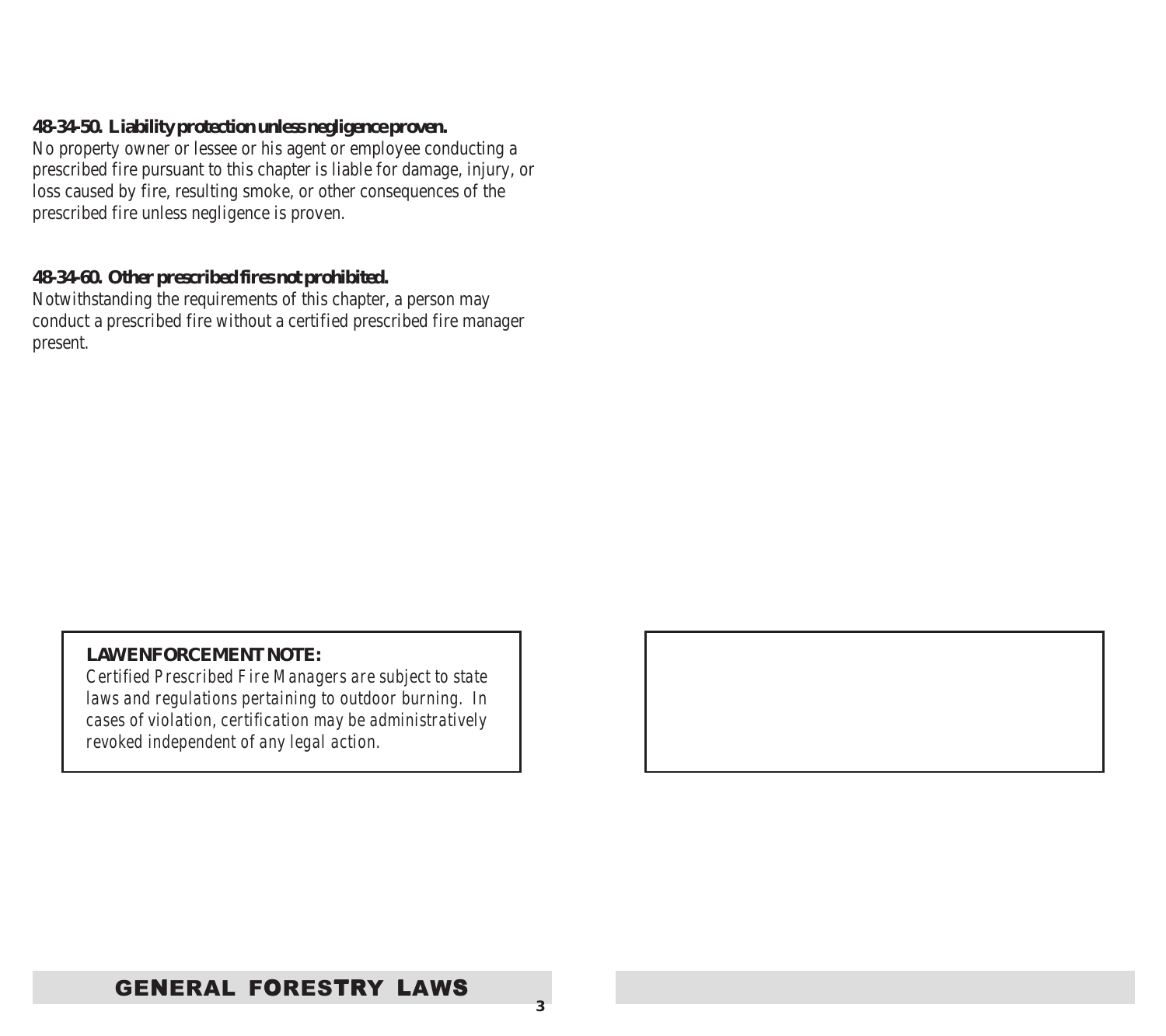**48-34-50. Liability protection unless negligence proven.**

No property owner or lessee or his agent or employee conducting a prescribed fire pursuant to this chapter is liable for damage, injury, or loss caused by fire, resulting smoke, or other consequences of the prescribed fire unless negligence is proven.

**48-34-60. Other prescribed fires not prohibited.**

Notwithstanding the requirements of this chapter, a person may conduct a prescribed fire without a certified prescribed fire manager present.

**LAW ENFORCEMENT NOTE:**

*Certified Prescribed Fire Managers are subject to state laws and regulations pertaining to outdoor burning. In cases of violation, certification may be administratively revoked independent of any legal action.*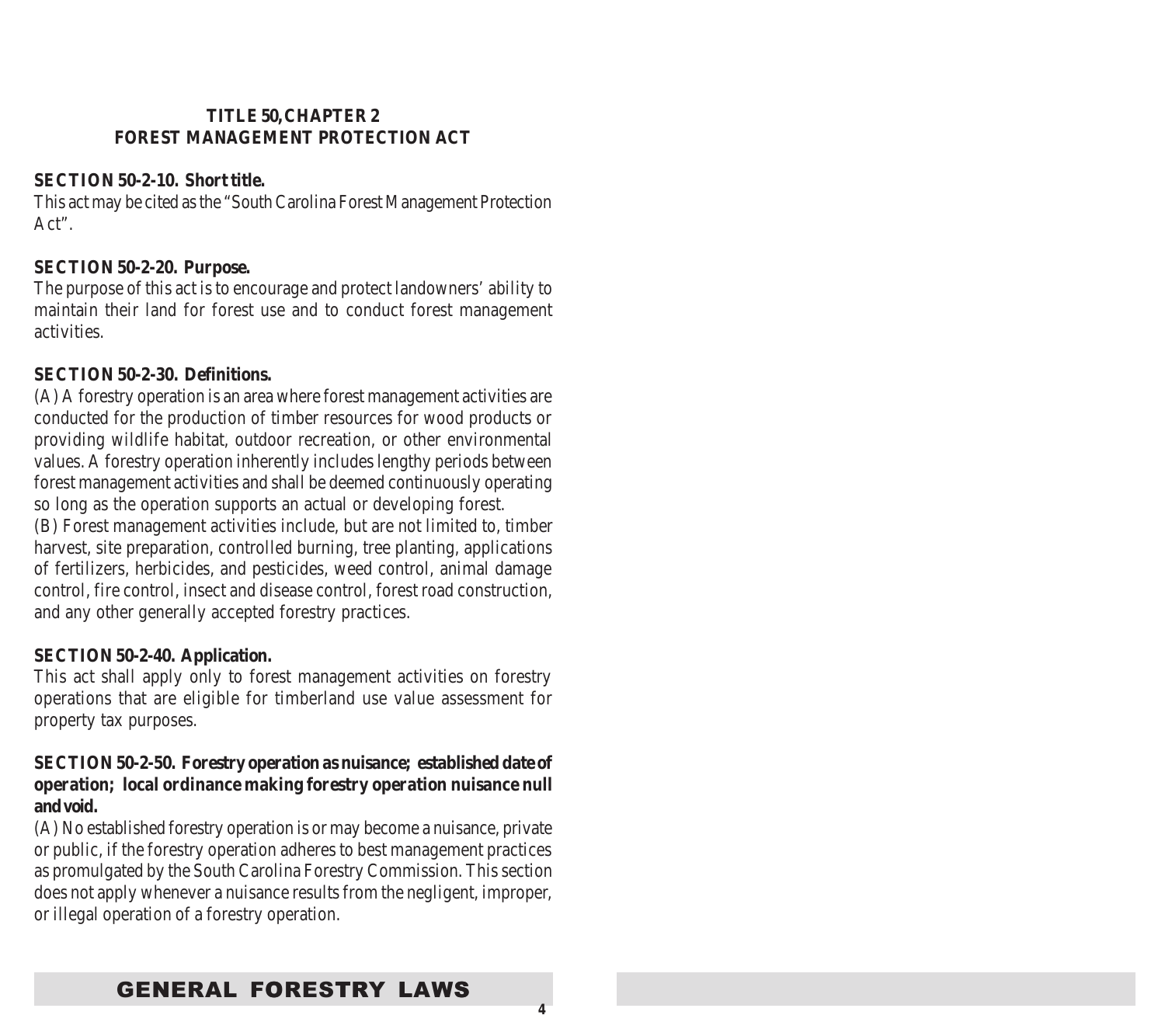## TITLE 50, CHAPTER 2
## FOREST MANAGEMENT PROTECTION ACT

**SECTION 50-2-10. Short title.**
This act may be cited as the "South Carolina Forest Management Protection Act".

**SECTION 50-2-20. Purpose.**
The purpose of this act is to encourage and protect landowners' ability to maintain their land for forest use and to conduct forest management activities.

**SECTION 50-2-30. Definitions.**
(A) A forestry operation is an area where forest management activities are conducted for the production of timber resources for wood products or providing wildlife habitat, outdoor recreation, or other environmental values. A forestry operation inherently includes lengthy periods between forest management activities and shall be deemed continuously operating so long as the operation supports an actual or developing forest.
(B) Forest management activities include, but are not limited to, timber harvest, site preparation, controlled burning, tree planting, applications of fertilizers, herbicides, and pesticides, weed control, animal damage control, fire control, insect and disease control, forest road construction, and any other generally accepted forestry practices.

**SECTION 50-2-40. Application.**
This act shall apply only to forest management activities on forestry operations that are eligible for timberland use value assessment for property tax purposes.

**SECTION 50-2-50. Forestry operation as nuisance; established date of operation; local ordinance making forestry operation nuisance null and void.**
(A) No established forestry operation is or may become a nuisance, private or public, if the forestry operation adheres to best management practices as promulgated by the South Carolina Forestry Commission. This section does not apply whenever a nuisance results from the negligent, improper, or illegal operation of a forestry operation.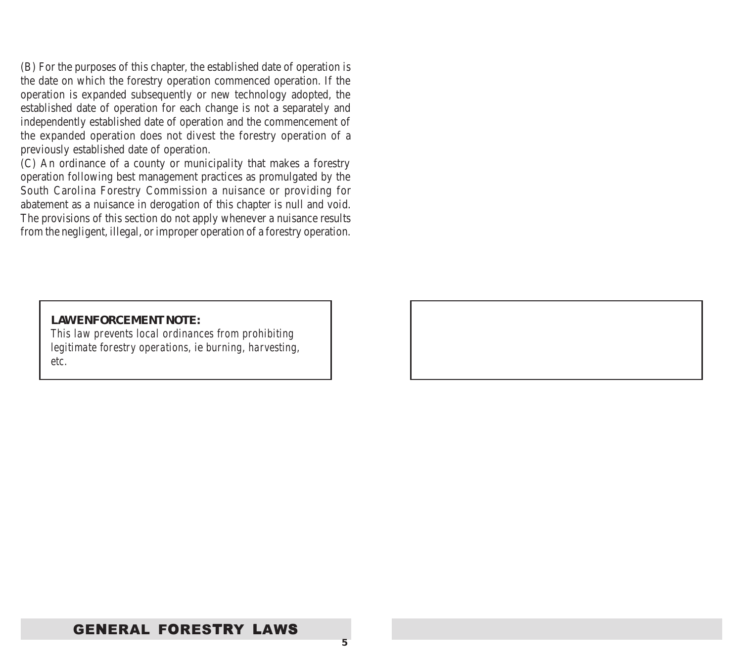(B) For the purposes of this chapter, the established date of operation is the date on which the forestry operation commenced operation. If the operation is expanded subsequently or new technology adopted, the established date of operation for each change is not a separately and independently established date of operation and the commencement of the expanded operation does not divest the forestry operation of a previously established date of operation.

(C) An ordinance of a county or municipality that makes a forestry operation following best management practices as promulgated by the South Carolina Forestry Commission a nuisance or providing for abatement as a nuisance in derogation of this chapter is null and void. The provisions of this section do not apply whenever a nuisance results from the negligent, illegal, or improper operation of a forestry operation.

**LAW ENFORCEMENT NOTE:**
*This law prevents local ordinances from prohibiting legitimate forestry operations, ie burning, harvesting, etc.*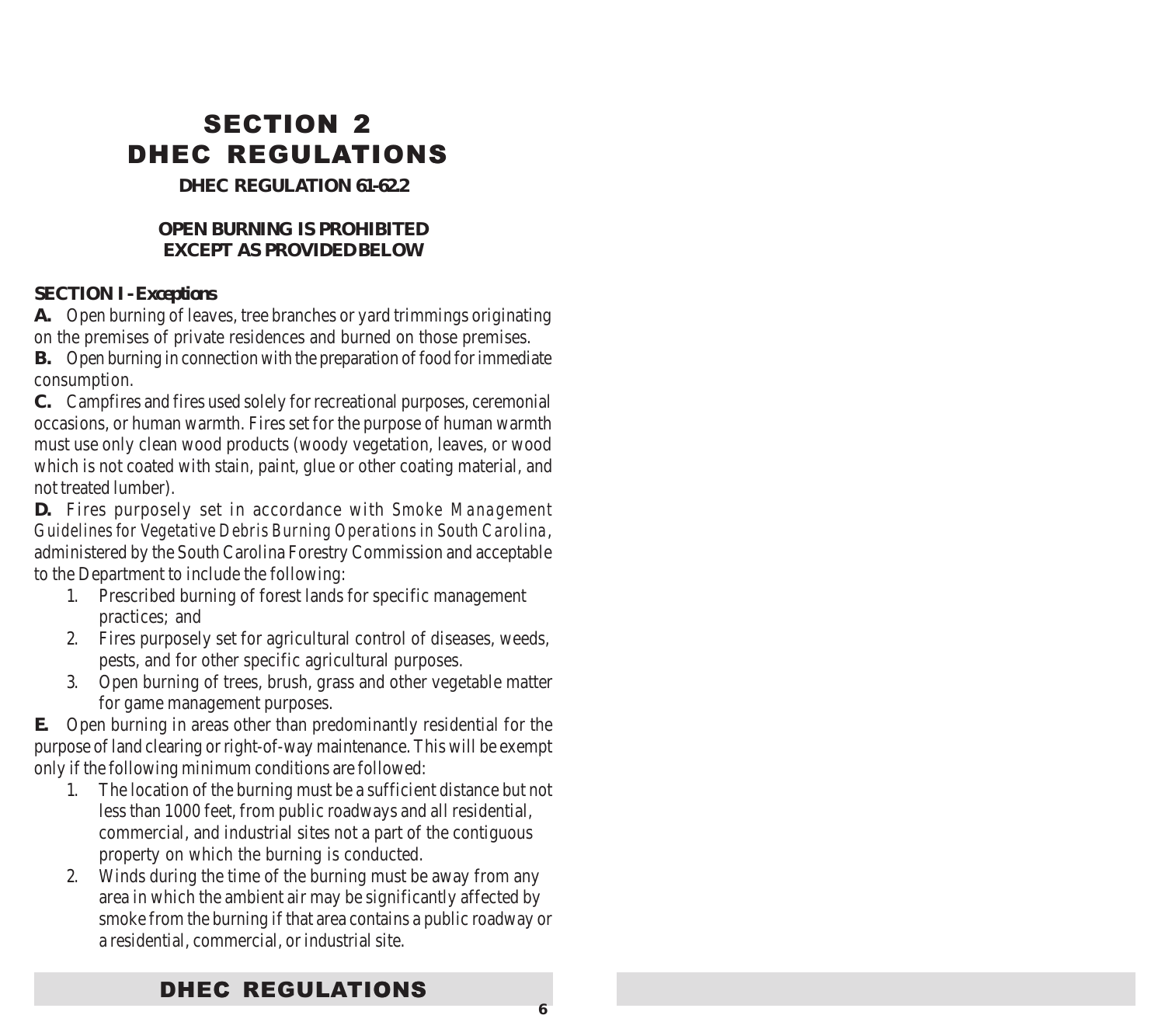# SECTION 2
# DHEC REGULATIONS

**DHEC REGULATION 61-62.2**

**OPEN BURNING IS PROHIBITED**
**EXCEPT AS PROVIDED BELOW**

**SECTION I - *Exceptions***

**A.** Open burning of leaves, tree branches or yard trimmings originating on the premises of private residences and burned on those premises.

**B.** Open burning in connection with the preparation of food for immediate consumption.

**C.** Campfires and fires used solely for recreational purposes, ceremonial occasions, or human warmth. Fires set for the purpose of human warmth must use only clean wood products (woody vegetation, leaves, or wood which is not coated with stain, paint, glue or other coating material, and not treated lumber).

**D.** Fires purposely set in accordance with *Smoke Management Guidelines for Vegetative Debris Burning Operations in South Carolina*, administered by the South Carolina Forestry Commission and acceptable to the Department to include the following:

1. Prescribed burning of forest lands for specific management practices; and
2. Fires purposely set for agricultural control of diseases, weeds, pests, and for other specific agricultural purposes.
3. Open burning of trees, brush, grass and other vegetable matter for game management purposes.

**E.** Open burning in areas other than predominantly residential for the purpose of land clearing or right-of-way maintenance. This will be exempt only if the following minimum conditions are followed:

1. The location of the burning must be a sufficient distance but not less than 1000 feet, from public roadways and all residential, commercial, and industrial sites not a part of the contiguous property on which the burning is conducted.
2. Winds during the time of the burning must be away from any area in which the ambient air may be significantly affected by smoke from the burning if that area contains a public roadway or a residential, commercial, or industrial site.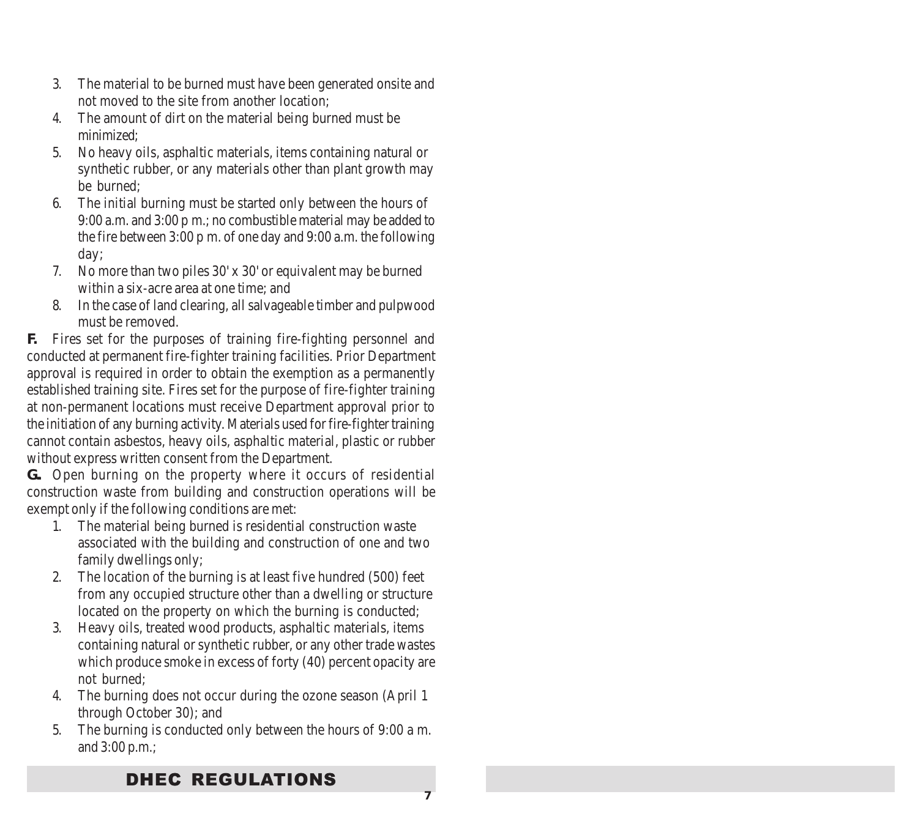3. The material to be burned must have been generated onsite and not moved to the site from another location;
4. The amount of dirt on the material being burned must be minimized;
5. No heavy oils, asphaltic materials, items containing natural or synthetic rubber, or any materials other than plant growth may be burned;
6. The initial burning must be started only between the hours of 9:00 a.m. and 3:00 p m.; no combustible material may be added to the fire between 3:00 p m. of one day and 9:00 a.m. the following day;
7. No more than two piles 30' x 30' or equivalent may be burned within a six-acre area at one time; and
8. In the case of land clearing, all salvageable timber and pulpwood must be removed.

**F.** Fires set for the purposes of training fire-fighting personnel and conducted at permanent fire-fighter training facilities. Prior Department approval is required in order to obtain the exemption as a permanently established training site. Fires set for the purpose of fire-fighter training at non-permanent locations must receive Department approval prior to the initiation of any burning activity. Materials used for fire-fighter training cannot contain asbestos, heavy oils, asphaltic material, plastic or rubber without express written consent from the Department.

**G.** Open burning on the property where it occurs of residential construction waste from building and construction operations will be exempt only if the following conditions are met:

1. The material being burned is residential construction waste associated with the building and construction of one and two family dwellings only;
2. The location of the burning is at least five hundred (500) feet from any occupied structure other than a dwelling or structure located on the property on which the burning is conducted;
3. Heavy oils, treated wood products, asphaltic materials, items containing natural or synthetic rubber, or any other trade wastes which produce smoke in excess of forty (40) percent opacity are not burned;
4. The burning does not occur during the ozone season (April 1 through October 30); and
5. The burning is conducted only between the hours of 9:00 a m. and 3:00 p.m.;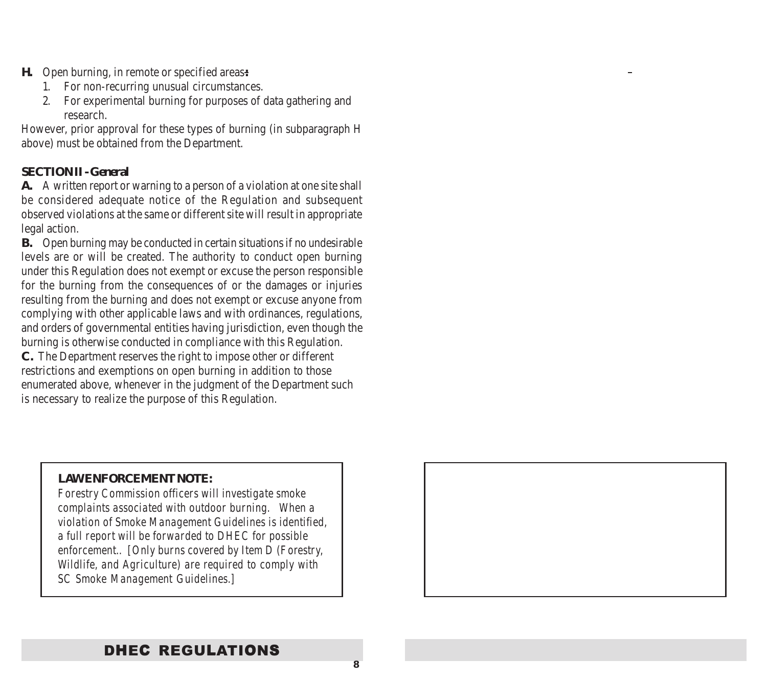**H.** Open burning, in remote or specified areas:

1. For non-recurring unusual circumstances.
2. For experimental burning for purposes of data gathering and research.

However, prior approval for these types of burning (in subparagraph H above) must be obtained from the Department.

**SECTION II - General**

**A.** A written report or warning to a person of a violation at one site shall be considered adequate notice of the Regulation and subsequent observed violations at the same or different site will result in appropriate legal action.

**B.** Open burning may be conducted in certain situations if no undesirable levels are or will be created. The authority to conduct open burning under this Regulation does not exempt or excuse the person responsible for the burning from the consequences of or the damages or injuries resulting from the burning and does not exempt or excuse anyone from complying with other applicable laws and with ordinances, regulations, and orders of governmental entities having jurisdiction, even though the burning is otherwise conducted in compliance with this Regulation.

**C.** The Department reserves the right to impose other or different restrictions and exemptions on open burning in addition to those enumerated above, whenever in the judgment of the Department such is necessary to realize the purpose of this Regulation.

**LAW ENFORCEMENT NOTE:**

*Forestry Commission officers will investigate smoke complaints associated with outdoor burning. When a violation of Smoke Management Guidelines is identified, a full report will be forwarded to DHEC for possible enforcement.. [Only burns covered by Item D (Forestry, Wildlife, and Agriculture) are required to comply with SC Smoke Management Guidelines.]*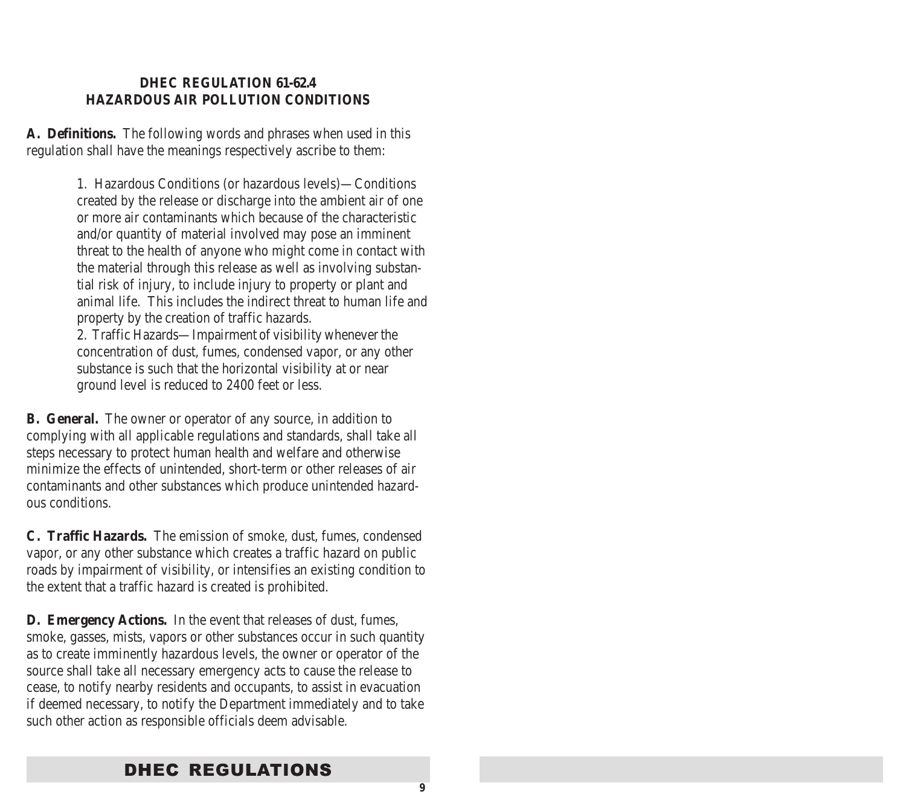## DHEC REGULATION 61-62.4
## HAZARDOUS AIR POLLUTION CONDITIONS

**A. Definitions.** The following words and phrases when used in this regulation shall have the meanings respectively ascribe to them:

1. Hazardous Conditions (or hazardous levels)—Conditions created by the release or discharge into the ambient air of one or more air contaminants which because of the characteristic and/or quantity of material involved may pose an imminent threat to the health of anyone who might come in contact with the material through this release as well as involving substantial risk of injury, to include injury to property or plant and animal life. This includes the indirect threat to human life and property by the creation of traffic hazards.
2. Traffic Hazards—Impairment of visibility whenever the concentration of dust, fumes, condensed vapor, or any other substance is such that the horizontal visibility at or near ground level is reduced to 2400 feet or less.

**B. General.** The owner or operator of any source, in addition to complying with all applicable regulations and standards, shall take all steps necessary to protect human health and welfare and otherwise minimize the effects of unintended, short-term or other releases of air contaminants and other substances which produce unintended hazardous conditions.

**C. Traffic Hazards.** The emission of smoke, dust, fumes, condensed vapor, or any other substance which creates a traffic hazard on public roads by impairment of visibility, or intensifies an existing condition to the extent that a traffic hazard is created is prohibited.

**D. Emergency Actions.** In the event that releases of dust, fumes, smoke, gasses, mists, vapors or other substances occur in such quantity as to create imminently hazardous levels, the owner or operator of the source shall take all necessary emergency acts to cause the release to cease, to notify nearby residents and occupants, to assist in evacuation if deemed necessary, to notify the Department immediately and to take such other action as responsible officials deem advisable.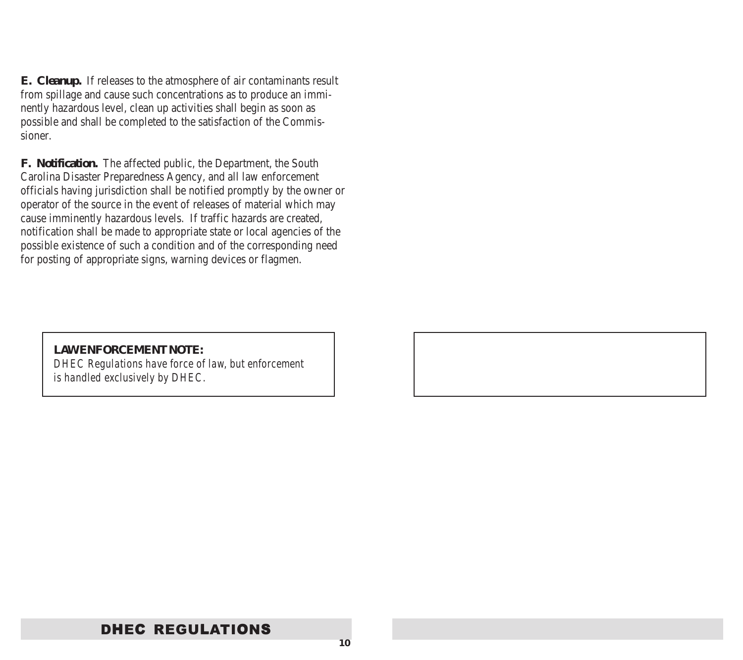**E. Cleanup.** If releases to the atmosphere of air contaminants result from spillage and cause such concentrations as to produce an imminently hazardous level, clean up activities shall begin as soon as possible and shall be completed to the satisfaction of the Commissioner.

**F. Notification.** The affected public, the Department, the South Carolina Disaster Preparedness Agency, and all law enforcement officials having jurisdiction shall be notified promptly by the owner or operator of the source in the event of releases of material which may cause imminently hazardous levels. If traffic hazards are created, notification shall be made to appropriate state or local agencies of the possible existence of such a condition and of the corresponding need for posting of appropriate signs, warning devices or flagmen.

> **LAW ENFORCEMENT NOTE:**
> *DHEC Regulations have force of law, but enforcement is handled exclusively by DHEC.*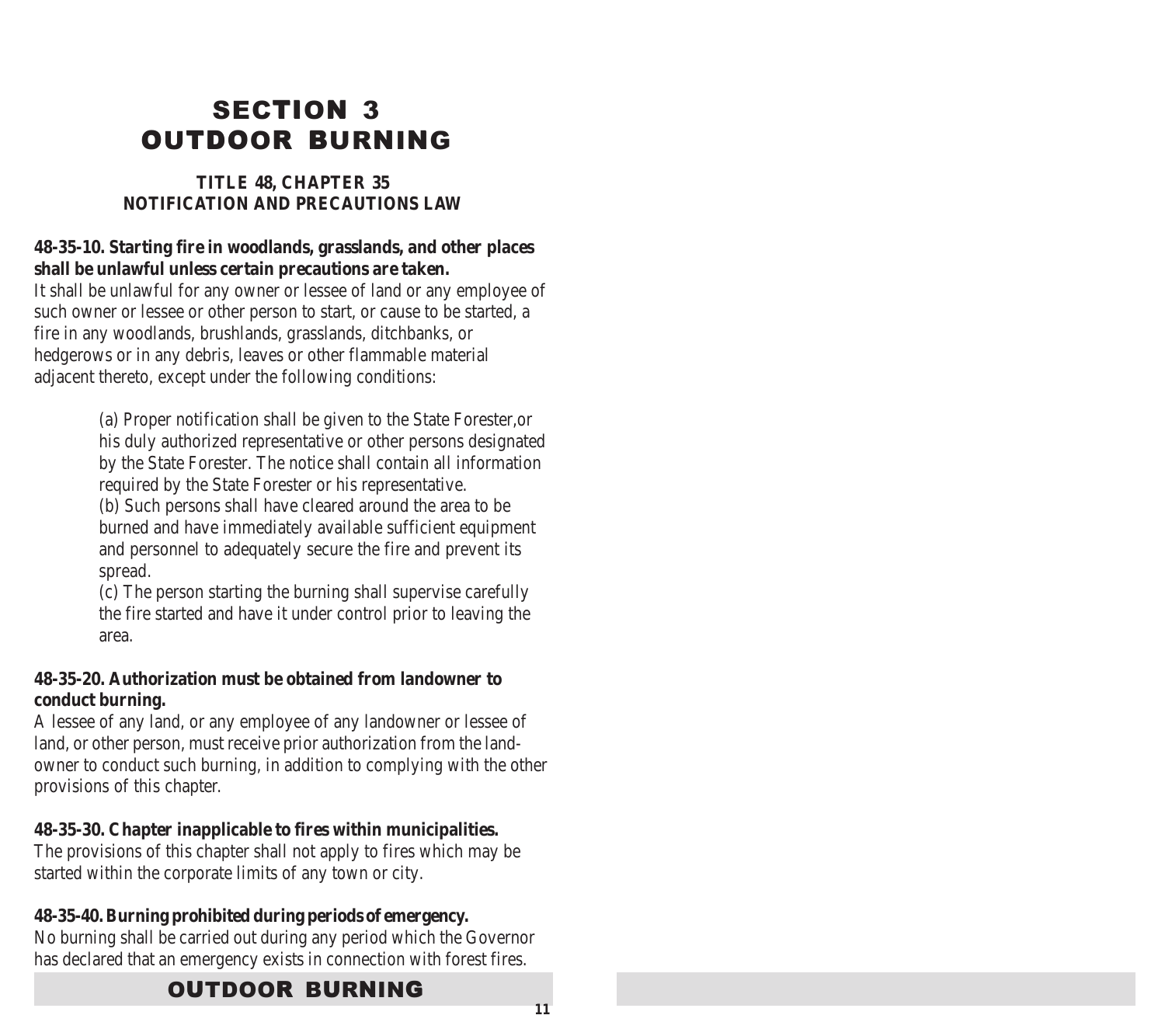# SECTION 3
# OUTDOOR BURNING

### TITLE 48, CHAPTER 35
### NOTIFICATION AND PRECAUTIONS LAW

**48-35-10. Starting fire in woodlands, grasslands, and other places shall be unlawful unless certain precautions are taken.**
It shall be unlawful for any owner or lessee of land or any employee of such owner or lessee or other person to start, or cause to be started, a fire in any woodlands, brushlands, grasslands, ditchbanks, or hedgerows or in any debris, leaves or other flammable material adjacent thereto, except under the following conditions:

(a) Proper notification shall be given to the State Forester,or his duly authorized representative or other persons designated by the State Forester. The notice shall contain all information required by the State Forester or his representative.
(b) Such persons shall have cleared around the area to be burned and have immediately available sufficient equipment and personnel to adequately secure the fire and prevent its spread.
(c) The person starting the burning shall supervise carefully the fire started and have it under control prior to leaving the area.

**48-35-20. Authorization must be obtained from landowner to conduct burning.**
A lessee of any land, or any employee of any landowner or lessee of land, or other person, must receive prior authorization from the landowner to conduct such burning, in addition to complying with the other provisions of this chapter.

**48-35-30. Chapter inapplicable to fires within municipalities.**
The provisions of this chapter shall not apply to fires which may be started within the corporate limits of any town or city.

**48-35-40. Burning prohibited during periods of emergency.**
No burning shall be carried out during any period which the Governor has declared that an emergency exists in connection with forest fires.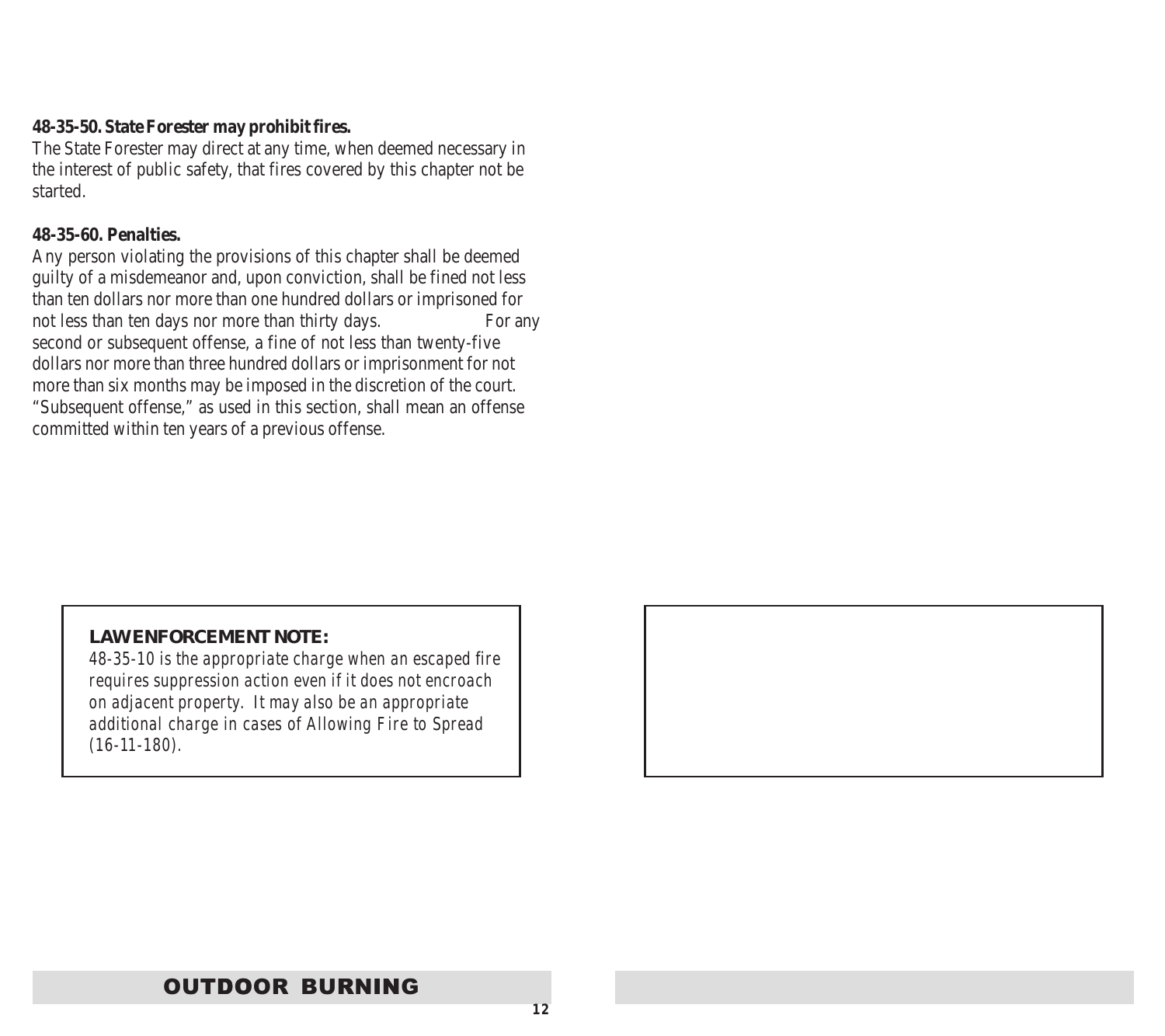**48-35-50. State Forester may prohibit fires.**
The State Forester may direct at any time, when deemed necessary in the interest of public safety, that fires covered by this chapter not be started.

**48-35-60. Penalties.**
Any person violating the provisions of this chapter shall be deemed guilty of a misdemeanor and, upon conviction, shall be fined not less than ten dollars nor more than one hundred dollars or imprisoned for not less than ten days nor more than thirty days. For any second or subsequent offense, a fine of not less than twenty-five dollars nor more than three hundred dollars or imprisonment for not more than six months may be imposed in the discretion of the court. "Subsequent offense," as used in this section, shall mean an offense committed within ten years of a previous offense.

**LAW ENFORCEMENT NOTE:**
*48-35-10 is the appropriate charge when an escaped fire requires suppression action even if it does not encroach on adjacent property. It may also be an appropriate additional charge in cases of Allowing Fire to Spread (16-11-180).*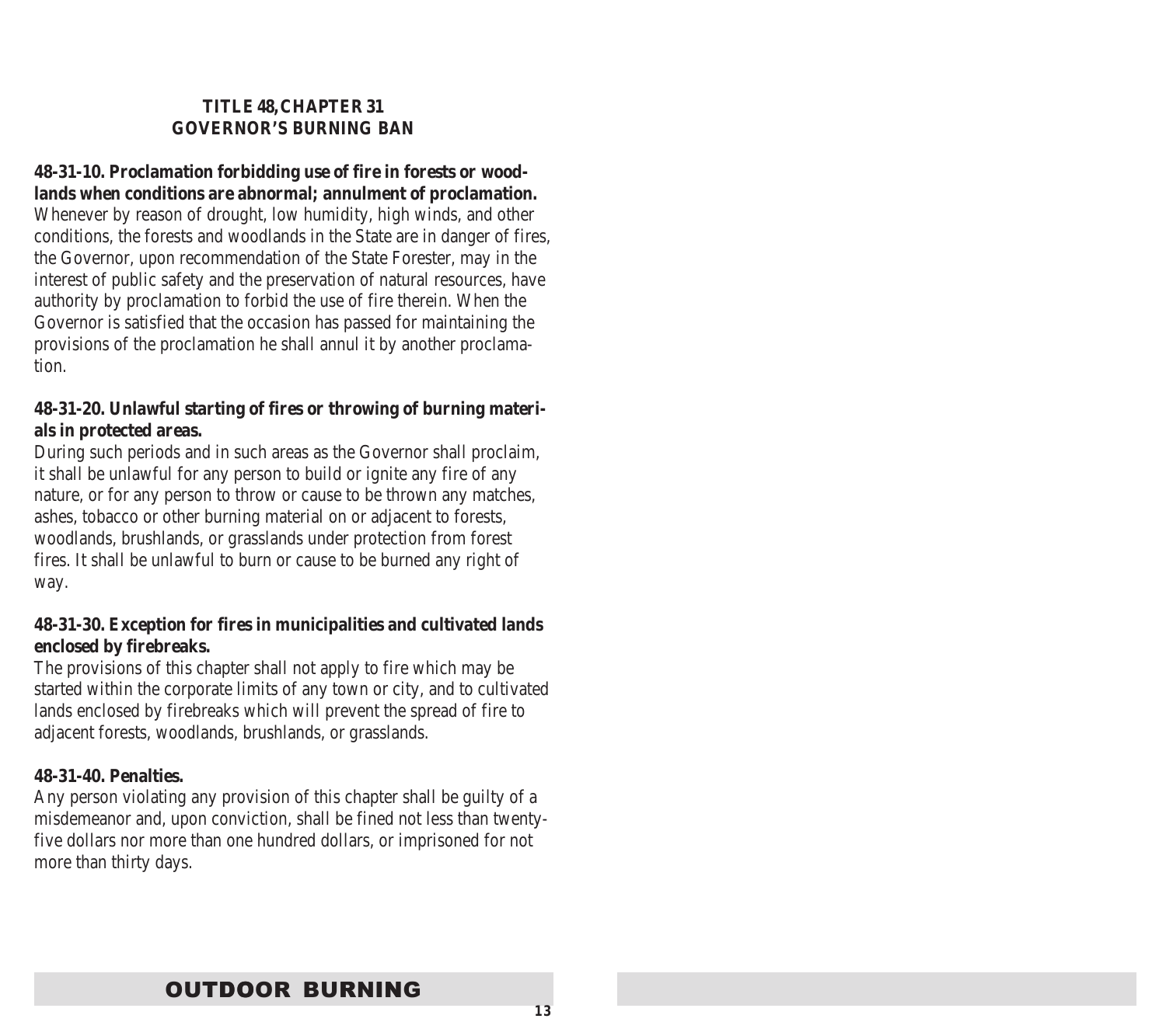## TITLE 48, CHAPTER 31
## GOVERNOR'S BURNING BAN

**48-31-10. Proclamation forbidding use of fire in forests or woodlands when conditions are abnormal; annulment of proclamation.**
Whenever by reason of drought, low humidity, high winds, and other conditions, the forests and woodlands in the State are in danger of fires, the Governor, upon recommendation of the State Forester, may in the interest of public safety and the preservation of natural resources, have authority by proclamation to forbid the use of fire therein. When the Governor is satisfied that the occasion has passed for maintaining the provisions of the proclamation he shall annul it by another proclamation.

**48-31-20. Unlawful starting of fires or throwing of burning materials in protected areas.**
During such periods and in such areas as the Governor shall proclaim, it shall be unlawful for any person to build or ignite any fire of any nature, or for any person to throw or cause to be thrown any matches, ashes, tobacco or other burning material on or adjacent to forests, woodlands, brushlands, or grasslands under protection from forest fires. It shall be unlawful to burn or cause to be burned any right of way.

**48-31-30. Exception for fires in municipalities and cultivated lands enclosed by firebreaks.**
The provisions of this chapter shall not apply to fire which may be started within the corporate limits of any town or city, and to cultivated lands enclosed by firebreaks which will prevent the spread of fire to adjacent forests, woodlands, brushlands, or grasslands.

**48-31-40. Penalties.**
Any person violating any provision of this chapter shall be guilty of a misdemeanor and, upon conviction, shall be fined not less than twenty-five dollars nor more than one hundred dollars, or imprisoned for not more than thirty days.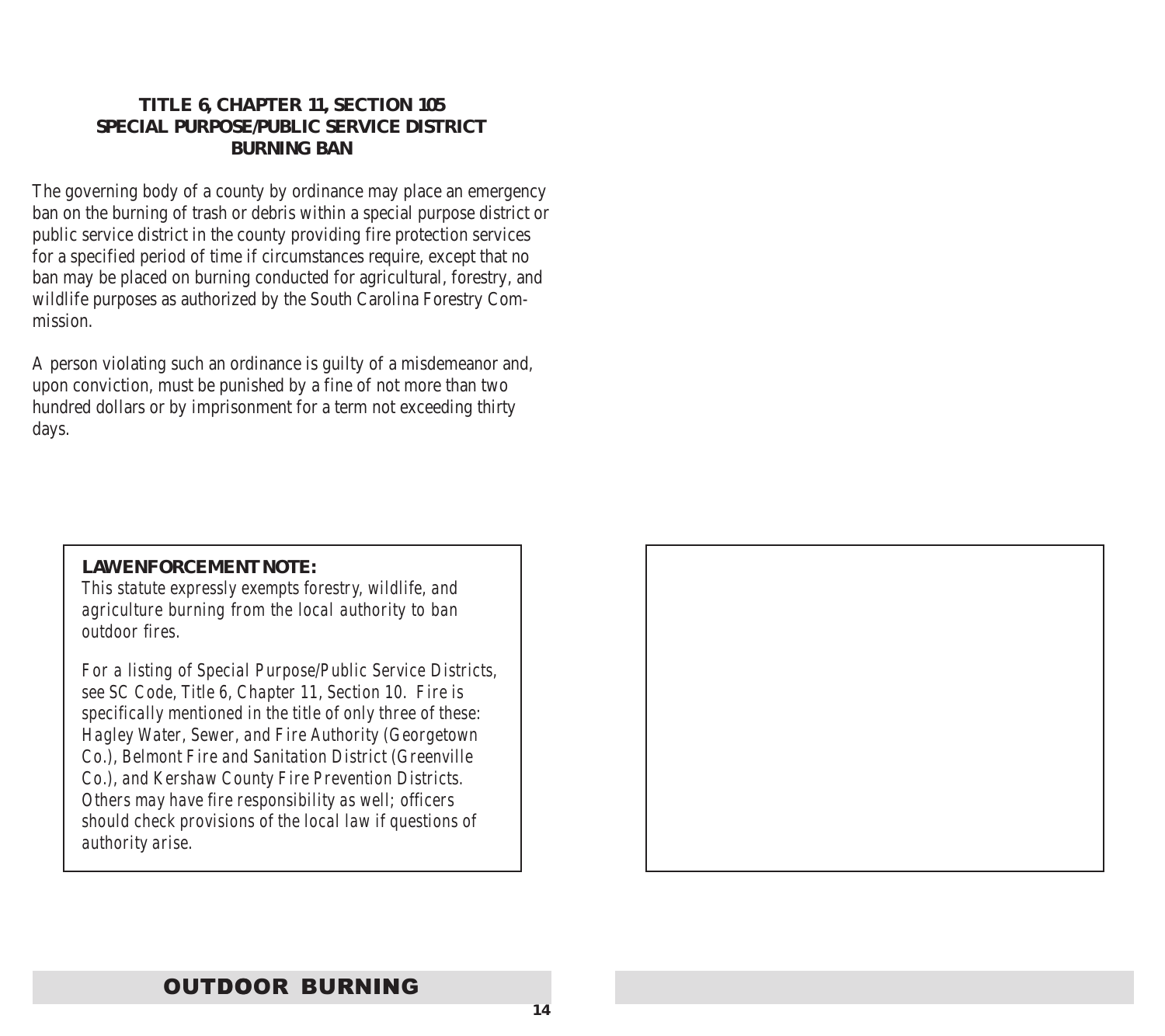## TITLE 6, CHAPTER 11, SECTION 105
## SPECIAL PURPOSE/PUBLIC SERVICE DISTRICT
## BURNING BAN

The governing body of a county by ordinance may place an emergency ban on the burning of trash or debris within a special purpose district or public service district in the county providing fire protection services for a specified period of time if circumstances require, except that no ban may be placed on burning conducted for agricultural, forestry, and wildlife purposes as authorized by the South Carolina Forestry Commission.

A person violating such an ordinance is guilty of a misdemeanor and, upon conviction, must be punished by a fine of not more than two hundred dollars or by imprisonment for a term not exceeding thirty days.

**LAW ENFORCEMENT NOTE:**

*This statute expressly exempts forestry, wildlife, and agriculture burning from the local authority to ban outdoor fires.*

*For a listing of Special Purpose/Public Service Districts, see SC Code, Title 6, Chapter 11, Section 10. Fire is specifically mentioned in the title of only three of these: Hagley Water, Sewer, and Fire Authority (Georgetown Co.), Belmont Fire and Sanitation District (Greenville Co.), and Kershaw County Fire Prevention Districts. Others may have fire responsibility as well; officers should check provisions of the local law if questions of authority arise.*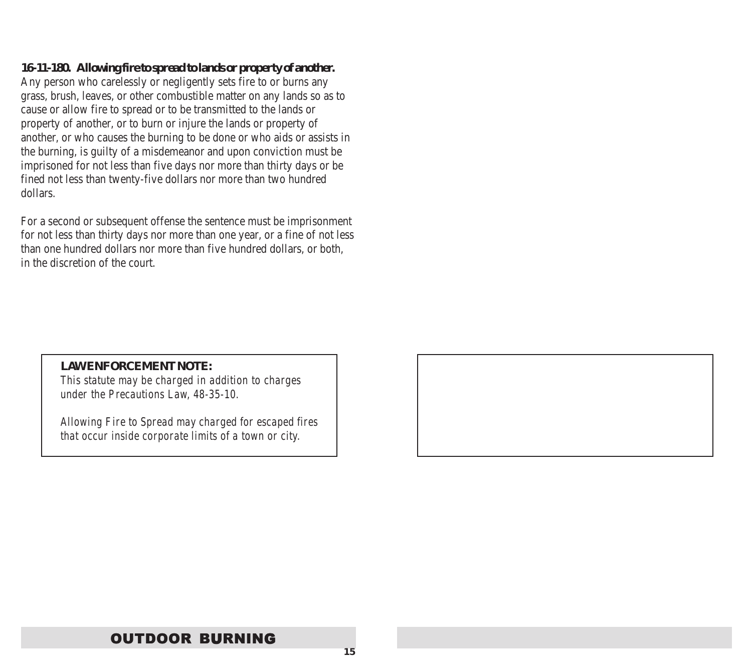**16-11-180. Allowing fire to spread to lands or property of another.**
Any person who carelessly or negligently sets fire to or burns any grass, brush, leaves, or other combustible matter on any lands so as to cause or allow fire to spread or to be transmitted to the lands or property of another, or to burn or injure the lands or property of another, or who causes the burning to be done or who aids or assists in the burning, is guilty of a misdemeanor and upon conviction must be imprisoned for not less than five days nor more than thirty days or be fined not less than twenty-five dollars nor more than two hundred dollars.

For a second or subsequent offense the sentence must be imprisonment for not less than thirty days nor more than one year, or a fine of not less than one hundred dollars nor more than five hundred dollars, or both, in the discretion of the court.

**LAW ENFORCEMENT NOTE:**
*This statute may be charged in addition to charges under the Precautions Law, 48-35-10.*

*Allowing Fire to Spread may charged for escaped fires that occur inside corporate limits of a town or city.*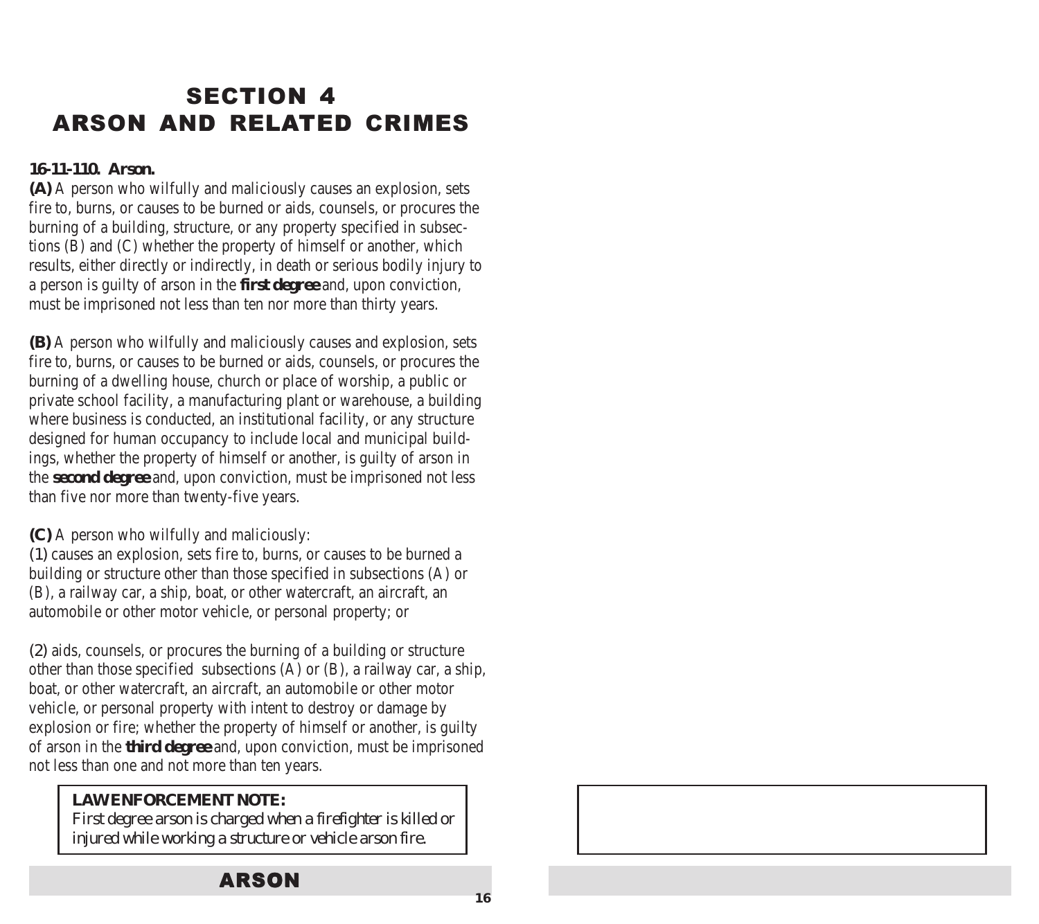# SECTION 4
# ARSON AND RELATED CRIMES

**16-11-110. Arson.**

**(A)** A person who wilfully and maliciously causes an explosion, sets fire to, burns, or causes to be burned or aids, counsels, or procures the burning of a building, structure, or any property specified in subsections (B) and (C) whether the property of himself or another, which results, either directly or indirectly, in death or serious bodily injury to a person is guilty of arson in the **first degree** and, upon conviction, must be imprisoned not less than ten nor more than thirty years.

**(B)** A person who wilfully and maliciously causes and explosion, sets fire to, burns, or causes to be burned or aids, counsels, or procures the burning of a dwelling house, church or place of worship, a public or private school facility, a manufacturing plant or warehouse, a building where business is conducted, an institutional facility, or any structure designed for human occupancy to include local and municipal buildings, whether the property of himself or another, is guilty of arson in the **second degree** and, upon conviction, must be imprisoned not less than five nor more than twenty-five years.

**(C)** A person who wilfully and maliciously:

(1) causes an explosion, sets fire to, burns, or causes to be burned a building or structure other than those specified in subsections (A) or (B), a railway car, a ship, boat, or other watercraft, an aircraft, an automobile or other motor vehicle, or personal property; or

(2) aids, counsels, or procures the burning of a building or structure other than those specified subsections (A) or (B), a railway car, a ship, boat, or other watercraft, an aircraft, an automobile or other motor vehicle, or personal property with intent to destroy or damage by explosion or fire; whether the property of himself or another, is guilty of arson in the **third degree** and, upon conviction, must be imprisoned not less than one and not more than ten years.

> **LAW ENFORCEMENT NOTE:**
> *First degree arson is charged when a firefighter is killed or injured while working a structure or vehicle arson fire.*

**ARSON**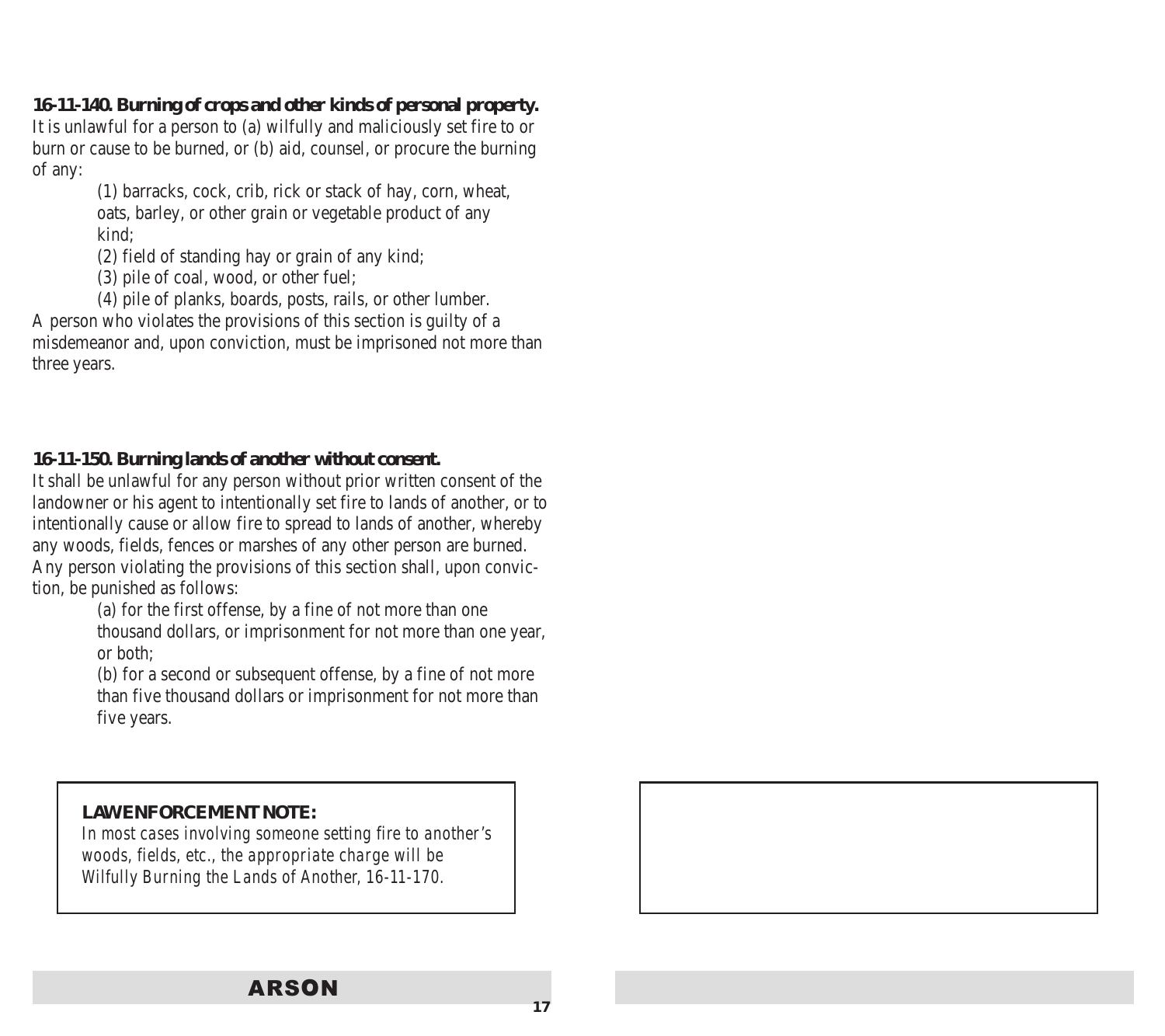**16-11-140. Burning of crops and other kinds of personal property.**
It is unlawful for a person to (a) wilfully and maliciously set fire to or burn or cause to be burned, or (b) aid, counsel, or procure the burning of any:

(1) barracks, cock, crib, rick or stack of hay, corn, wheat, oats, barley, or other grain or vegetable product of any kind;
(2) field of standing hay or grain of any kind;
(3) pile of coal, wood, or other fuel;
(4) pile of planks, boards, posts, rails, or other lumber.

A person who violates the provisions of this section is guilty of a misdemeanor and, upon conviction, must be imprisoned not more than three years.

**16-11-150. Burning lands of another without consent.**
It shall be unlawful for any person without prior written consent of the landowner or his agent to intentionally set fire to lands of another, or to intentionally cause or allow fire to spread to lands of another, whereby any woods, fields, fences or marshes of any other person are burned. Any person violating the provisions of this section shall, upon conviction, be punished as follows:

(a) for the first offense, by a fine of not more than one thousand dollars, or imprisonment for not more than one year, or both;
(b) for a second or subsequent offense, by a fine of not more than five thousand dollars or imprisonment for not more than five years.

**LAW ENFORCEMENT NOTE:**
*In most cases involving someone setting fire to another's woods, fields, etc., the appropriate charge will be Wilfully Burning the Lands of Another, 16-11-170.*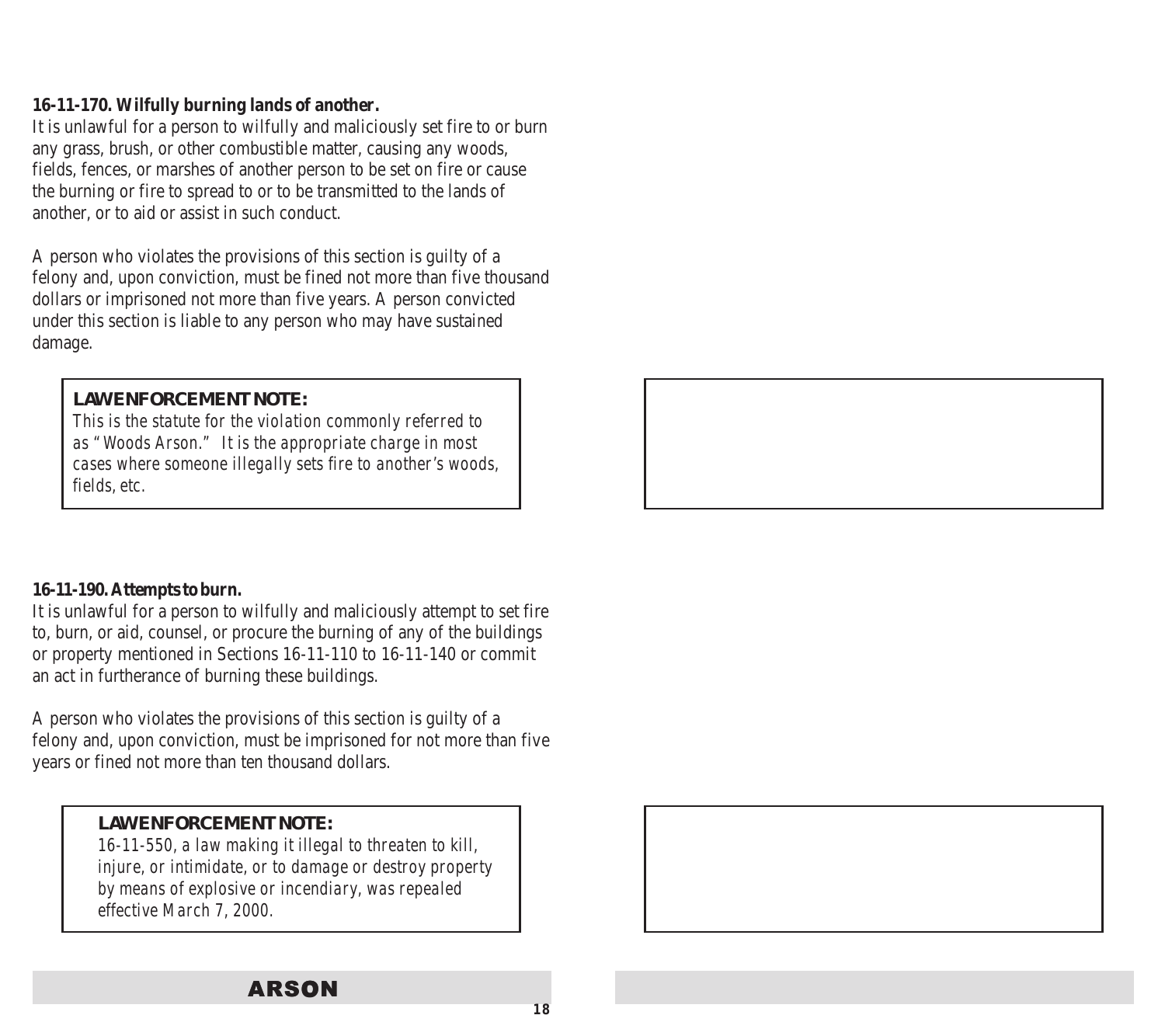**16-11-170. Wilfully burning lands of another.**

It is unlawful for a person to wilfully and maliciously set fire to or burn any grass, brush, or other combustible matter, causing any woods, fields, fences, or marshes of another person to be set on fire or cause the burning or fire to spread to or to be transmitted to the lands of another, or to aid or assist in such conduct.

A person who violates the provisions of this section is guilty of a felony and, upon conviction, must be fined not more than five thousand dollars or imprisoned not more than five years. A person convicted under this section is liable to any person who may have sustained damage.

> **LAW ENFORCEMENT NOTE:**
> *This is the statute for the violation commonly referred to as "Woods Arson." It is the appropriate charge in most cases where someone illegally sets fire to another's woods, fields, etc.*

**16-11-190. Attempts to burn.**

It is unlawful for a person to wilfully and maliciously attempt to set fire to, burn, or aid, counsel, or procure the burning of any of the buildings or property mentioned in Sections 16-11-110 to 16-11-140 or commit an act in furtherance of burning these buildings.

A person who violates the provisions of this section is guilty of a felony and, upon conviction, must be imprisoned for not more than five years or fined not more than ten thousand dollars.

> **LAW ENFORCEMENT NOTE:**
> *16-11-550, a law making it illegal to threaten to kill, injure, or intimidate, or to damage or destroy property by means of explosive or incendiary, was repealed effective March 7, 2000.*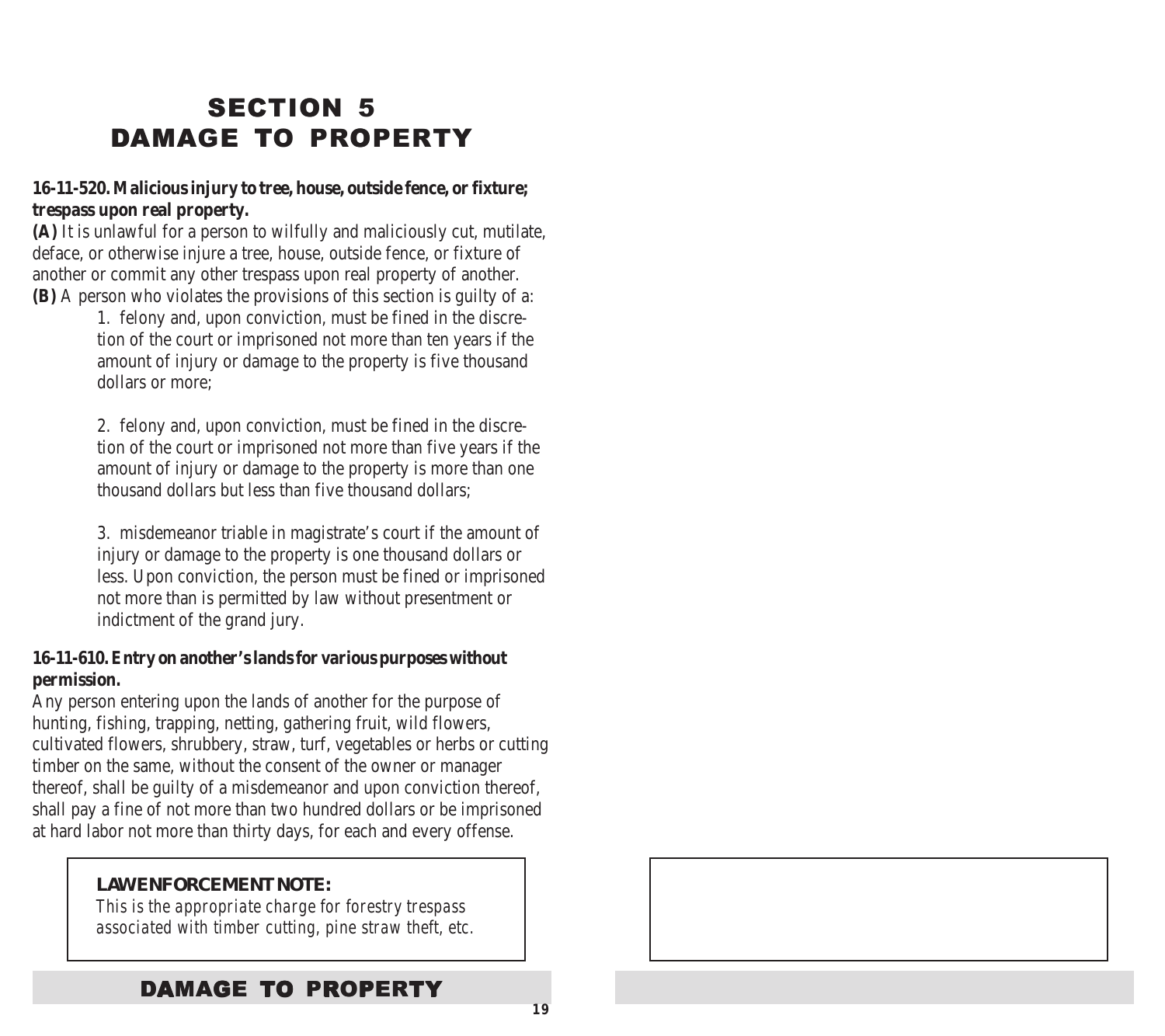# SECTION 5
# DAMAGE TO PROPERTY

**16-11-520. Malicious injury to tree, house, outside fence, or fixture; trespass upon real property.**

**(A)** It is unlawful for a person to wilfully and maliciously cut, mutilate, deface, or otherwise injure a tree, house, outside fence, or fixture of another or commit any other trespass upon real property of another.

**(B)** A person who violates the provisions of this section is guilty of a:

1. felony and, upon conviction, must be fined in the discretion of the court or imprisoned not more than ten years if the amount of injury or damage to the property is five thousand dollars or more;

2. felony and, upon conviction, must be fined in the discretion of the court or imprisoned not more than five years if the amount of injury or damage to the property is more than one thousand dollars but less than five thousand dollars;

3. misdemeanor triable in magistrate's court if the amount of injury or damage to the property is one thousand dollars or less. Upon conviction, the person must be fined or imprisoned not more than is permitted by law without presentment or indictment of the grand jury.

**16-11-610. Entry on another's lands for various purposes without permission.**

Any person entering upon the lands of another for the purpose of hunting, fishing, trapping, netting, gathering fruit, wild flowers, cultivated flowers, shrubbery, straw, turf, vegetables or herbs or cutting timber on the same, without the consent of the owner or manager thereof, shall be guilty of a misdemeanor and upon conviction thereof, shall pay a fine of not more than two hundred dollars or be imprisoned at hard labor not more than thirty days, for each and every offense.

> **LAW ENFORCEMENT NOTE:**
> *This is the appropriate charge for forestry trespass associated with timber cutting, pine straw theft, etc.*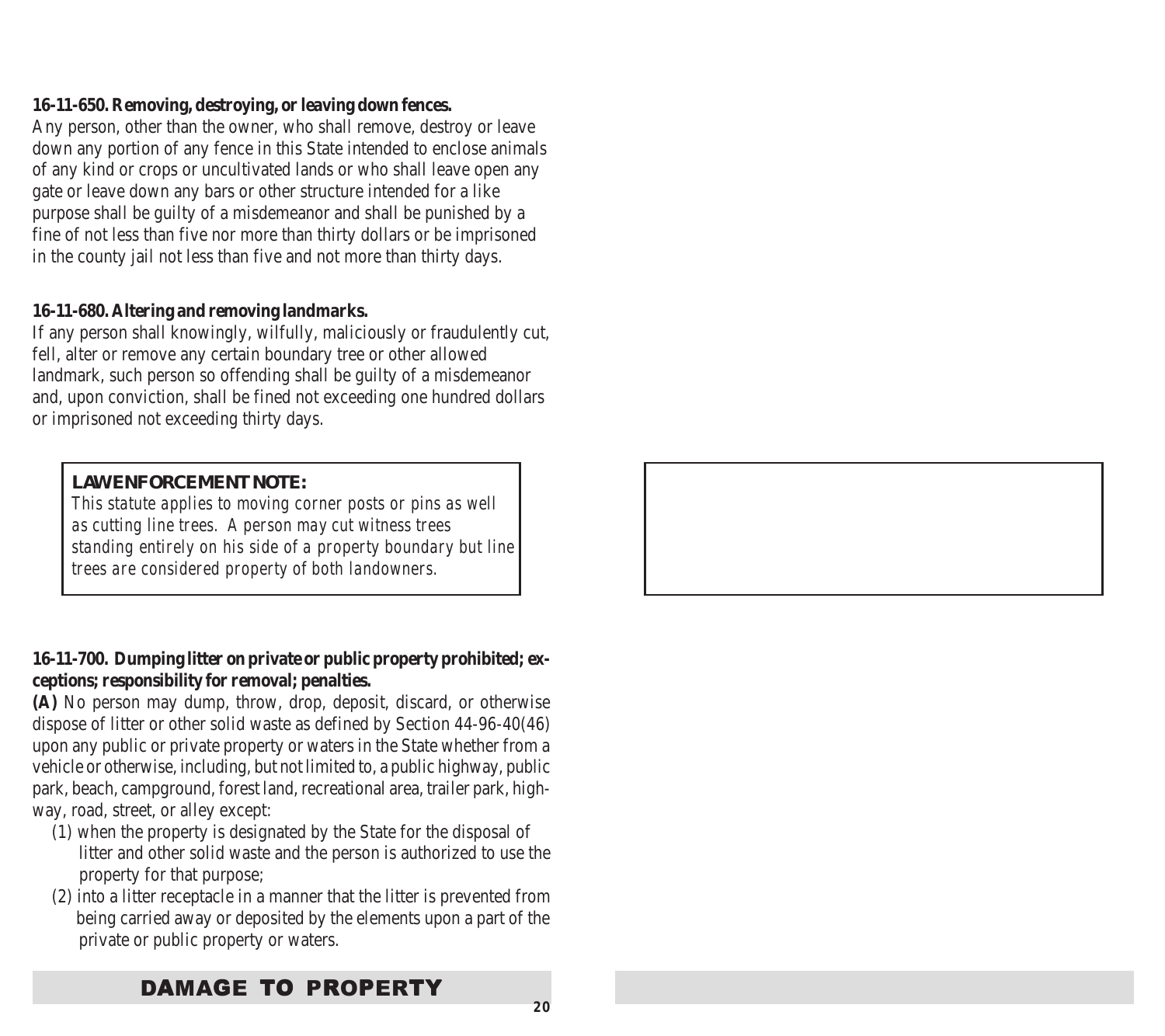**16-11-650. Removing, destroying, or leaving down fences.**

Any person, other than the owner, who shall remove, destroy or leave down any portion of any fence in this State intended to enclose animals of any kind or crops or uncultivated lands or who shall leave open any gate or leave down any bars or other structure intended for a like purpose shall be guilty of a misdemeanor and shall be punished by a fine of not less than five nor more than thirty dollars or be imprisoned in the county jail not less than five and not more than thirty days.

**16-11-680. Altering and removing landmarks.**

If any person shall knowingly, wilfully, maliciously or fraudulently cut, fell, alter or remove any certain boundary tree or other allowed landmark, such person so offending shall be guilty of a misdemeanor and, upon conviction, shall be fined not exceeding one hundred dollars or imprisoned not exceeding thirty days.

> **LAW ENFORCEMENT NOTE:**
> *This statute applies to moving corner posts or pins as well as cutting line trees. A person may cut witness trees standing entirely on his side of a property boundary but line trees are considered property of both landowners.*

**16-11-700. Dumping litter on private or public property prohibited; exceptions; responsibility for removal; penalties.**

**(A)** No person may dump, throw, drop, deposit, discard, or otherwise dispose of litter or other solid waste as defined by Section 44-96-40(46) upon any public or private property or waters in the State whether from a vehicle or otherwise, including, but not limited to, a public highway, public park, beach, campground, forest land, recreational area, trailer park, highway, road, street, or alley except:

(1) when the property is designated by the State for the disposal of litter and other solid waste and the person is authorized to use the property for that purpose;

(2) into a litter receptacle in a manner that the litter is prevented from being carried away or deposited by the elements upon a part of the private or public property or waters.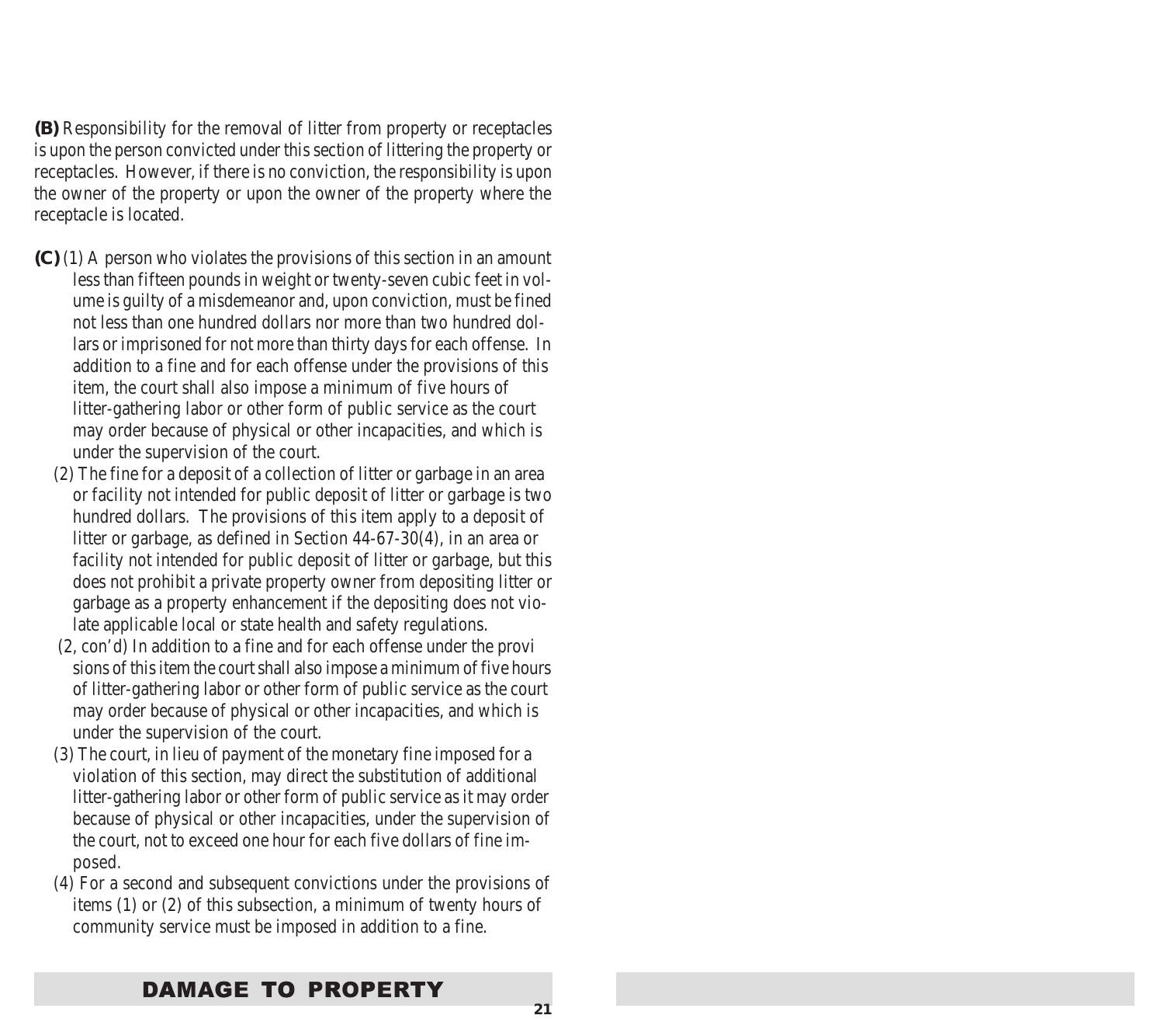**(B)** Responsibility for the removal of litter from property or receptacles is upon the person convicted under this section of littering the property or receptacles. However, if there is no conviction, the responsibility is upon the owner of the property or upon the owner of the property where the receptacle is located.

**(C)** (1) A person who violates the provisions of this section in an amount less than fifteen pounds in weight or twenty-seven cubic feet in volume is guilty of a misdemeanor and, upon conviction, must be fined not less than one hundred dollars nor more than two hundred dollars or imprisoned for not more than thirty days for each offense. In addition to a fine and for each offense under the provisions of this item, the court shall also impose a minimum of five hours of litter-gathering labor or other form of public service as the court may order because of physical or other incapacities, and which is under the supervision of the court.

(2) The fine for a deposit of a collection of litter or garbage in an area or facility not intended for public deposit of litter or garbage is two hundred dollars. The provisions of this item apply to a deposit of litter or garbage, as defined in Section 44-67-30(4), in an area or facility not intended for public deposit of litter or garbage, but this does not prohibit a private property owner from depositing litter or garbage as a property enhancement if the depositing does not violate applicable local or state health and safety regulations.

(2, con'd) In addition to a fine and for each offense under the provisions of this item the court shall also impose a minimum of five hours of litter-gathering labor or other form of public service as the court may order because of physical or other incapacities, and which is under the supervision of the court.

(3) The court, in lieu of payment of the monetary fine imposed for a violation of this section, may direct the substitution of additional litter-gathering labor or other form of public service as it may order because of physical or other incapacities, under the supervision of the court, not to exceed one hour for each five dollars of fine imposed.

(4) For a second and subsequent convictions under the provisions of items (1) or (2) of this subsection, a minimum of twenty hours of community service must be imposed in addition to a fine.

## DAMAGE TO PROPERTY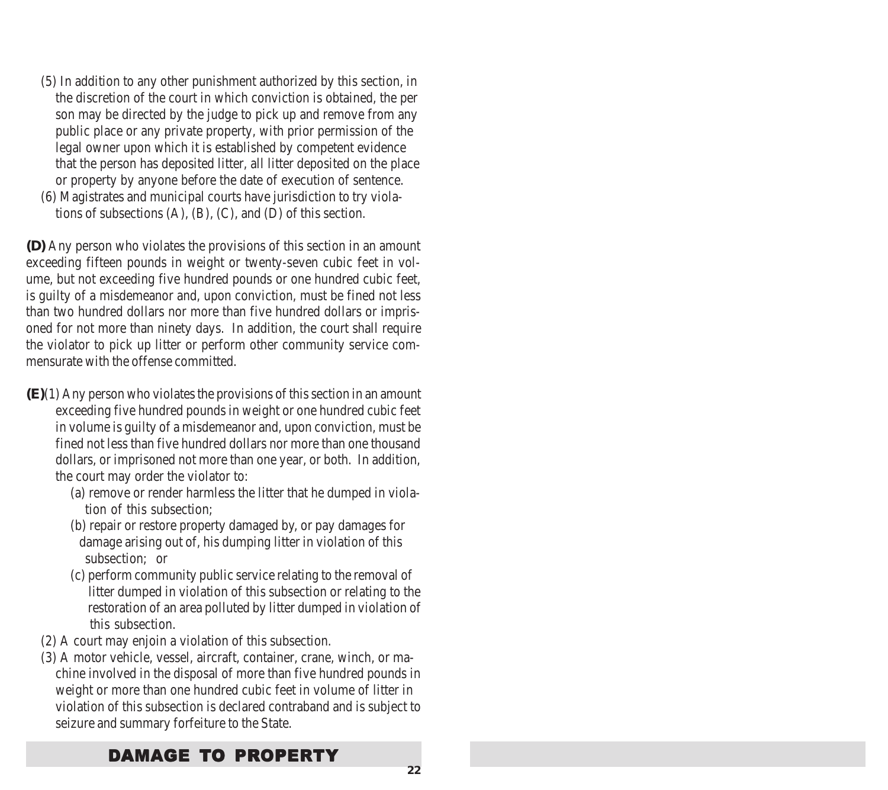(5) In addition to any other punishment authorized by this section, in the discretion of the court in which conviction is obtained, the per son may be directed by the judge to pick up and remove from any public place or any private property, with prior permission of the legal owner upon which it is established by competent evidence that the person has deposited litter, all litter deposited on the place or property by anyone before the date of execution of sentence.

(6) Magistrates and municipal courts have jurisdiction to try violations of subsections (A), (B), (C), and (D) of this section.

**(D)** Any person who violates the provisions of this section in an amount exceeding fifteen pounds in weight or twenty-seven cubic feet in volume, but not exceeding five hundred pounds or one hundred cubic feet, is guilty of a misdemeanor and, upon conviction, must be fined not less than two hundred dollars nor more than five hundred dollars or imprisoned for not more than ninety days. In addition, the court shall require the violator to pick up litter or perform other community service commensurate with the offense committed.

**(E)**(1) Any person who violates the provisions of this section in an amount exceeding five hundred pounds in weight or one hundred cubic feet in volume is guilty of a misdemeanor and, upon conviction, must be fined not less than five hundred dollars nor more than one thousand dollars, or imprisoned not more than one year, or both. In addition, the court may order the violator to:

(a) remove or render harmless the litter that he dumped in violation of this subsection;

(b) repair or restore property damaged by, or pay damages for damage arising out of, his dumping litter in violation of this subsection; or

(c) perform community public service relating to the removal of litter dumped in violation of this subsection or relating to the restoration of an area polluted by litter dumped in violation of this subsection.

(2) A court may enjoin a violation of this subsection.

(3) A motor vehicle, vessel, aircraft, container, crane, winch, or machine involved in the disposal of more than five hundred pounds in weight or more than one hundred cubic feet in volume of litter in violation of this subsection is declared contraband and is subject to seizure and summary forfeiture to the State.

## DAMAGE TO PROPERTY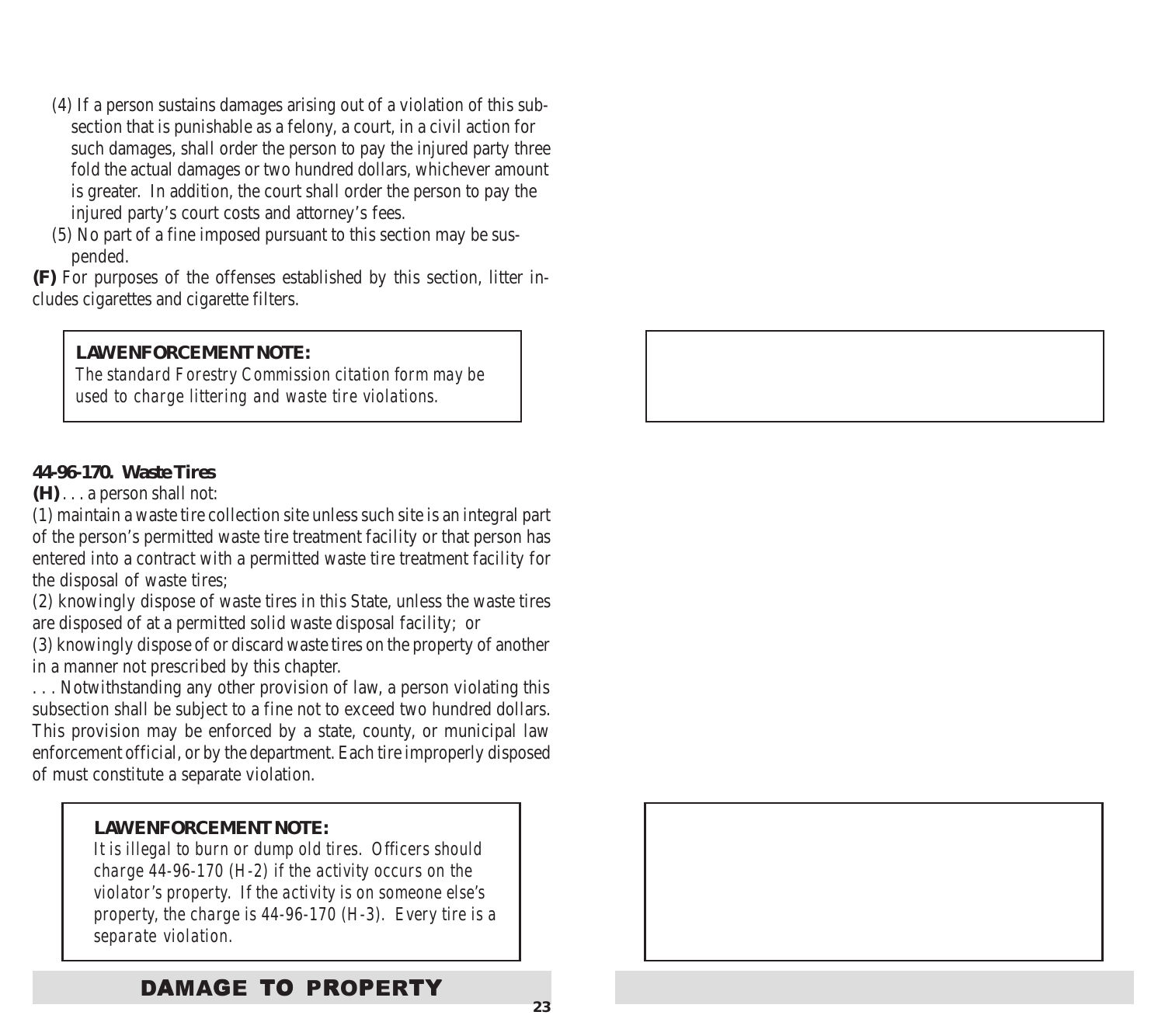(4) If a person sustains damages arising out of a violation of this subsection that is punishable as a felony, a court, in a civil action for such damages, shall order the person to pay the injured party three fold the actual damages or two hundred dollars, whichever amount is greater. In addition, the court shall order the person to pay the injured party's court costs and attorney's fees.

(5) No part of a fine imposed pursuant to this section may be suspended.

**(F)** For purposes of the offenses established by this section, litter includes cigarettes and cigarette filters.

> **LAW ENFORCEMENT NOTE:**
> *The standard Forestry Commission citation form may be used to charge littering and waste tire violations.*

### 44-96-170. Waste Tires

**(H)** . . . a person shall not:

(1) maintain a waste tire collection site unless such site is an integral part of the person's permitted waste tire treatment facility or that person has entered into a contract with a permitted waste tire treatment facility for the disposal of waste tires;

(2) knowingly dispose of waste tires in this State, unless the waste tires are disposed of at a permitted solid waste disposal facility; or

(3) knowingly dispose of or discard waste tires on the property of another in a manner not prescribed by this chapter.

. . . Notwithstanding any other provision of law, a person violating this subsection shall be subject to a fine not to exceed two hundred dollars. This provision may be enforced by a state, county, or municipal law enforcement official, or by the department. Each tire improperly disposed of must constitute a separate violation.

> **LAW ENFORCEMENT NOTE:**
> *It is illegal to burn or dump old tires. Officers should charge 44-96-170 (H-2) if the activity occurs on the violator's property. If the activity is on someone else's property, the charge is 44-96-170 (H-3). Every tire is a separate violation.*

## DAMAGE TO PROPERTY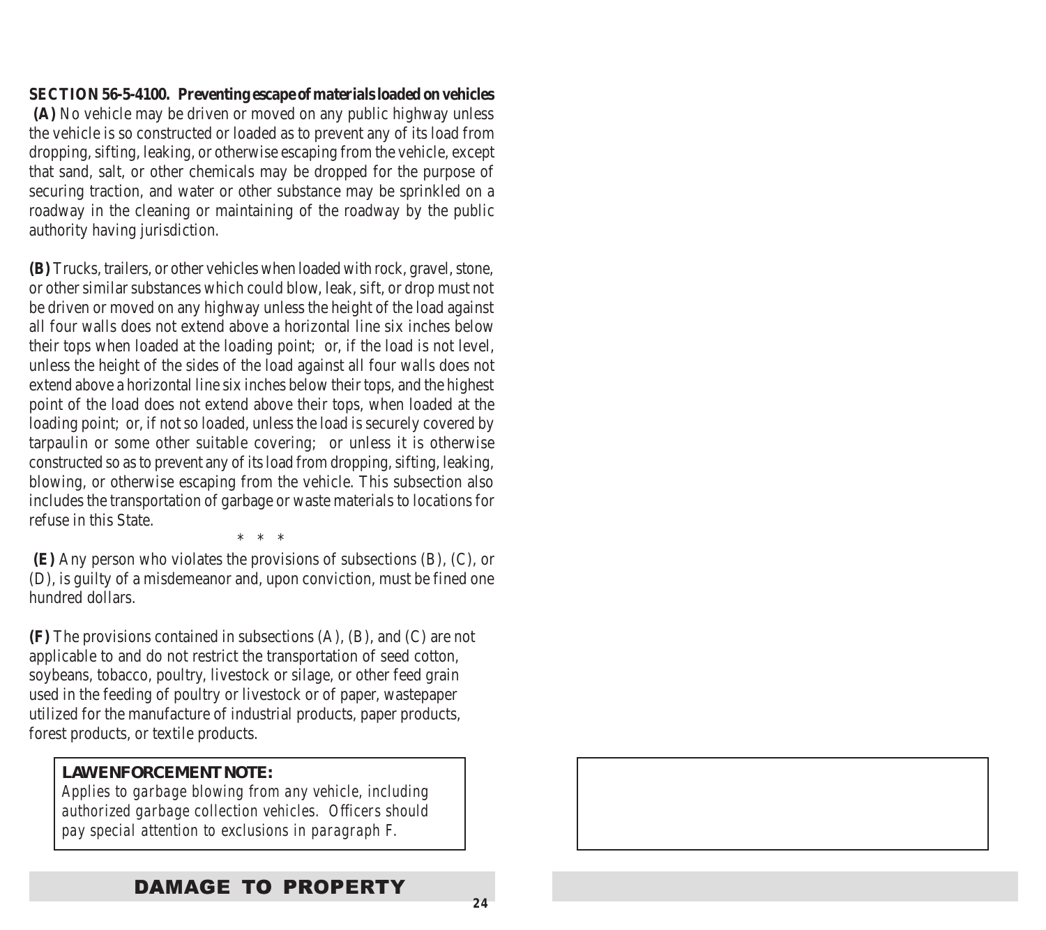**SECTION 56-5-4100. Preventing escape of materials loaded on vehicles**

**(A)** No vehicle may be driven or moved on any public highway unless the vehicle is so constructed or loaded as to prevent any of its load from dropping, sifting, leaking, or otherwise escaping from the vehicle, except that sand, salt, or other chemicals may be dropped for the purpose of securing traction, and water or other substance may be sprinkled on a roadway in the cleaning or maintaining of the roadway by the public authority having jurisdiction.

**(B)** Trucks, trailers, or other vehicles when loaded with rock, gravel, stone, or other similar substances which could blow, leak, sift, or drop must not be driven or moved on any highway unless the height of the load against all four walls does not extend above a horizontal line six inches below their tops when loaded at the loading point; or, if the load is not level, unless the height of the sides of the load against all four walls does not extend above a horizontal line six inches below their tops, and the highest point of the load does not extend above their tops, when loaded at the loading point; or, if not so loaded, unless the load is securely covered by tarpaulin or some other suitable covering; or unless it is otherwise constructed so as to prevent any of its load from dropping, sifting, leaking, blowing, or otherwise escaping from the vehicle. This subsection also includes the transportation of garbage or waste materials to locations for refuse in this State.

\* \* \*

**(E)** Any person who violates the provisions of subsections (B), (C), or (D), is guilty of a misdemeanor and, upon conviction, must be fined one hundred dollars.

**(F)** The provisions contained in subsections (A), (B), and (C) are not applicable to and do not restrict the transportation of seed cotton, soybeans, tobacco, poultry, livestock or silage, or other feed grain used in the feeding of poultry or livestock or of paper, wastepaper utilized for the manufacture of industrial products, paper products, forest products, or textile products.

**LAW ENFORCEMENT NOTE:**
*Applies to garbage blowing from any vehicle, including authorized garbage collection vehicles. Officers should pay special attention to exclusions in paragraph F.*

**DAMAGE TO PROPERTY**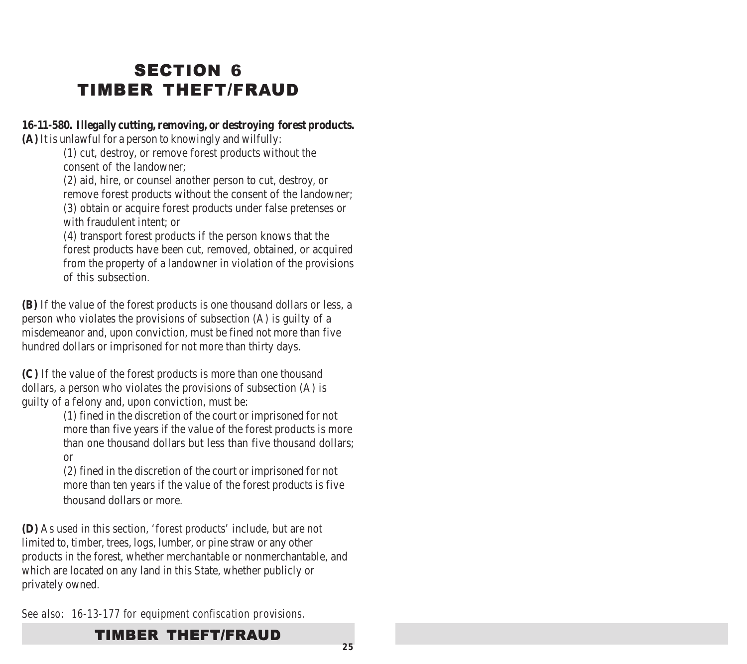# SECTION 6
# TIMBER THEFT/FRAUD

**16-11-580. Illegally cutting, removing, or destroying forest products.**

**(A)** It is unlawful for a person to knowingly and wilfully:

(1) cut, destroy, or remove forest products without the consent of the landowner;

(2) aid, hire, or counsel another person to cut, destroy, or remove forest products without the consent of the landowner;

(3) obtain or acquire forest products under false pretenses or with fraudulent intent; or

(4) transport forest products if the person knows that the forest products have been cut, removed, obtained, or acquired from the property of a landowner in violation of the provisions of this subsection.

**(B)** If the value of the forest products is one thousand dollars or less, a person who violates the provisions of subsection (A) is guilty of a misdemeanor and, upon conviction, must be fined not more than five hundred dollars or imprisoned for not more than thirty days.

**(C)** If the value of the forest products is more than one thousand dollars, a person who violates the provisions of subsection (A) is guilty of a felony and, upon conviction, must be:

(1) fined in the discretion of the court or imprisoned for not more than five years if the value of the forest products is more than one thousand dollars but less than five thousand dollars; or

(2) fined in the discretion of the court or imprisoned for not more than ten years if the value of the forest products is five thousand dollars or more.

**(D)** As used in this section, 'forest products' include, but are not limited to, timber, trees, logs, lumber, or pine straw or any other products in the forest, whether merchantable or nonmerchantable, and which are located on any land in this State, whether publicly or privately owned.

*See also: 16-13-177 for equipment confiscation provisions.*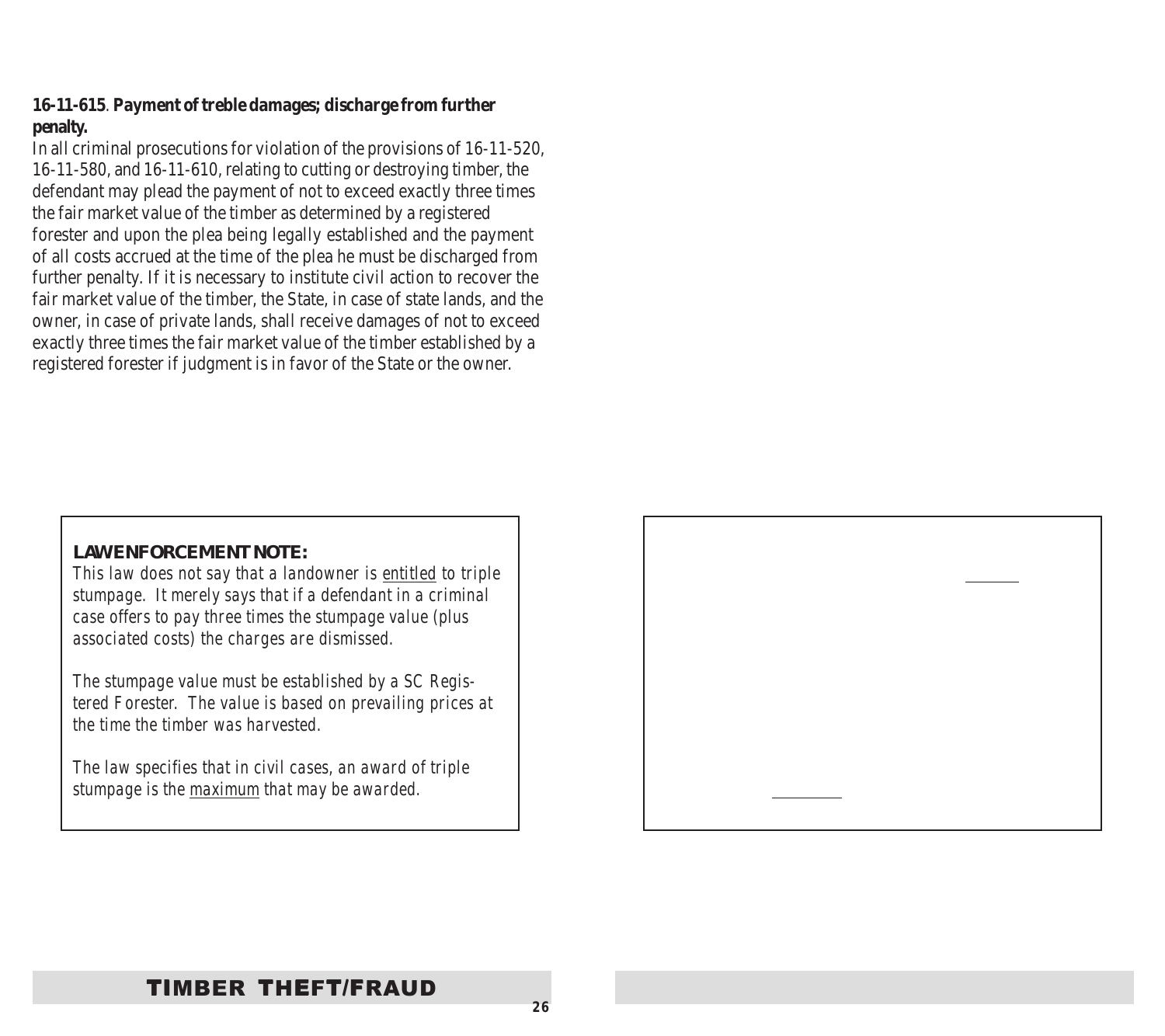**16-11-615**. **Payment of treble damages; discharge from further penalty.**

In all criminal prosecutions for violation of the provisions of 16-11-520, 16-11-580, and 16-11-610, relating to cutting or destroying timber, the defendant may plead the payment of not to exceed exactly three times the fair market value of the timber as determined by a registered forester and upon the plea being legally established and the payment of all costs accrued at the time of the plea he must be discharged from further penalty. If it is necessary to institute civil action to recover the fair market value of the timber, the State, in case of state lands, and the owner, in case of private lands, shall receive damages of not to exceed exactly three times the fair market value of the timber established by a registered forester if judgment is in favor of the State or the owner.

**LAW ENFORCEMENT NOTE:**

*This law does not say that a landowner is <u>entitled</u> to triple stumpage. It merely says that if a defendant in a criminal case offers to pay three times the stumpage value (plus associated costs) the charges are dismissed.*

*The stumpage value must be established by a SC Registered Forester. The value is based on prevailing prices at the time the timber was harvested.*

*The law specifies that in civil cases, an award of triple stumpage is the <u>maximum</u> that may be awarded.*

TIMBER THEFT/FRAUD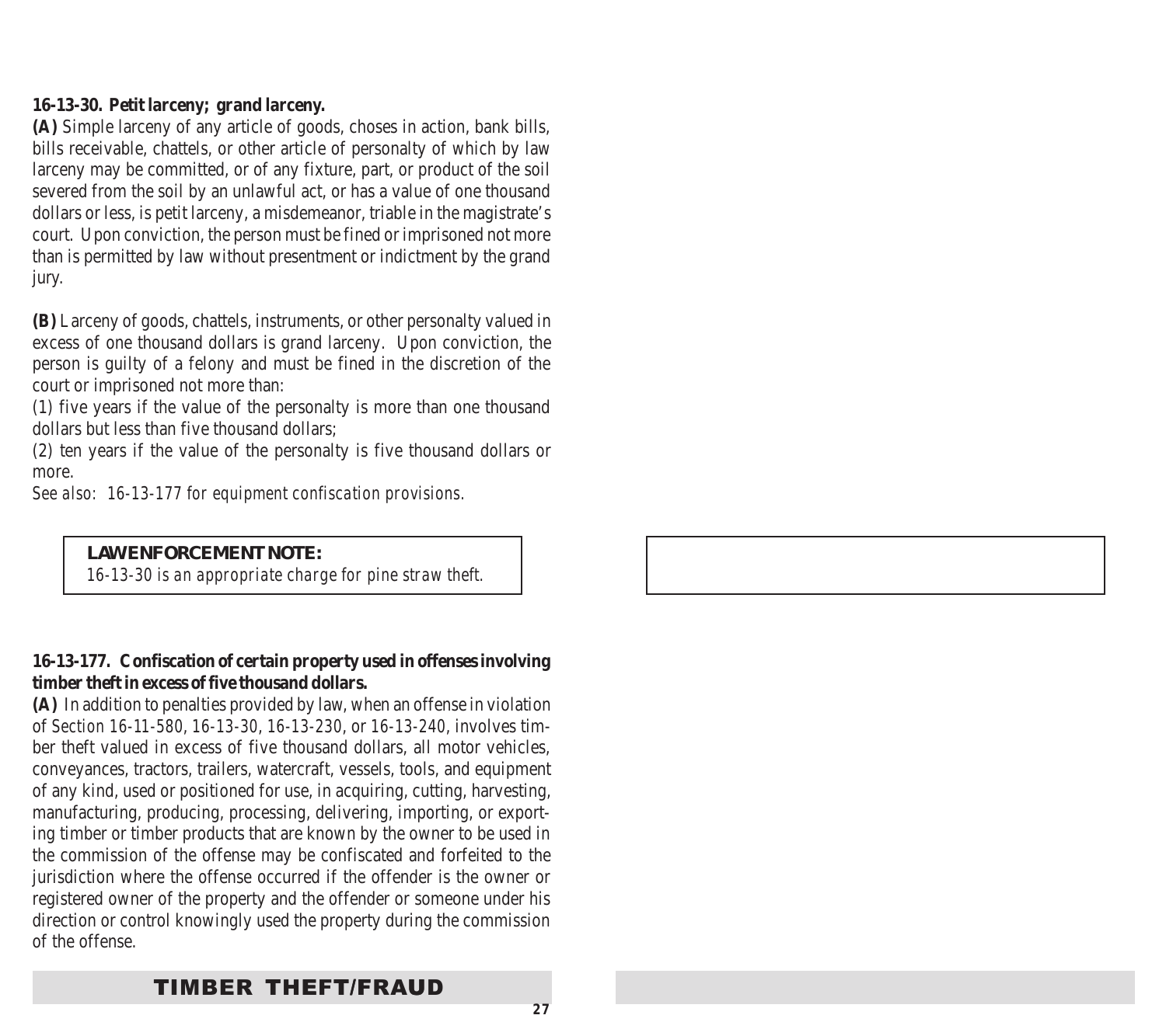**16-13-30. Petit larceny; grand larceny.**

**(A)** Simple larceny of any article of goods, choses in action, bank bills, bills receivable, chattels, or other article of personalty of which by law larceny may be committed, or of any fixture, part, or product of the soil severed from the soil by an unlawful act, or has a value of one thousand dollars or less, is petit larceny, a misdemeanor, triable in the magistrate's court. Upon conviction, the person must be fined or imprisoned not more than is permitted by law without presentment or indictment by the grand jury.

**(B)** Larceny of goods, chattels, instruments, or other personalty valued in excess of one thousand dollars is grand larceny. Upon conviction, the person is guilty of a felony and must be fined in the discretion of the court or imprisoned not more than:

(1) five years if the value of the personalty is more than one thousand dollars but less than five thousand dollars;

(2) ten years if the value of the personalty is five thousand dollars or more.

*See also: 16-13-177 for equipment confiscation provisions.*

> **LAW ENFORCEMENT NOTE:**
> *16-13-30 is an appropriate charge for pine straw theft.*

**16-13-177. Confiscation of certain property used in offenses involving timber theft in excess of five thousand dollars.**

**(A)** In addition to penalties provided by law, when an offense in violation of Section 16-11-580, 16-13-30, 16-13-230, or 16-13-240, involves timber theft valued in excess of five thousand dollars, all motor vehicles, conveyances, tractors, trailers, watercraft, vessels, tools, and equipment of any kind, used or positioned for use, in acquiring, cutting, harvesting, manufacturing, producing, processing, delivering, importing, or exporting timber or timber products that are known by the owner to be used in the commission of the offense may be confiscated and forfeited to the jurisdiction where the offense occurred if the offender is the owner or registered owner of the property and the offender or someone under his direction or control knowingly used the property during the commission of the offense.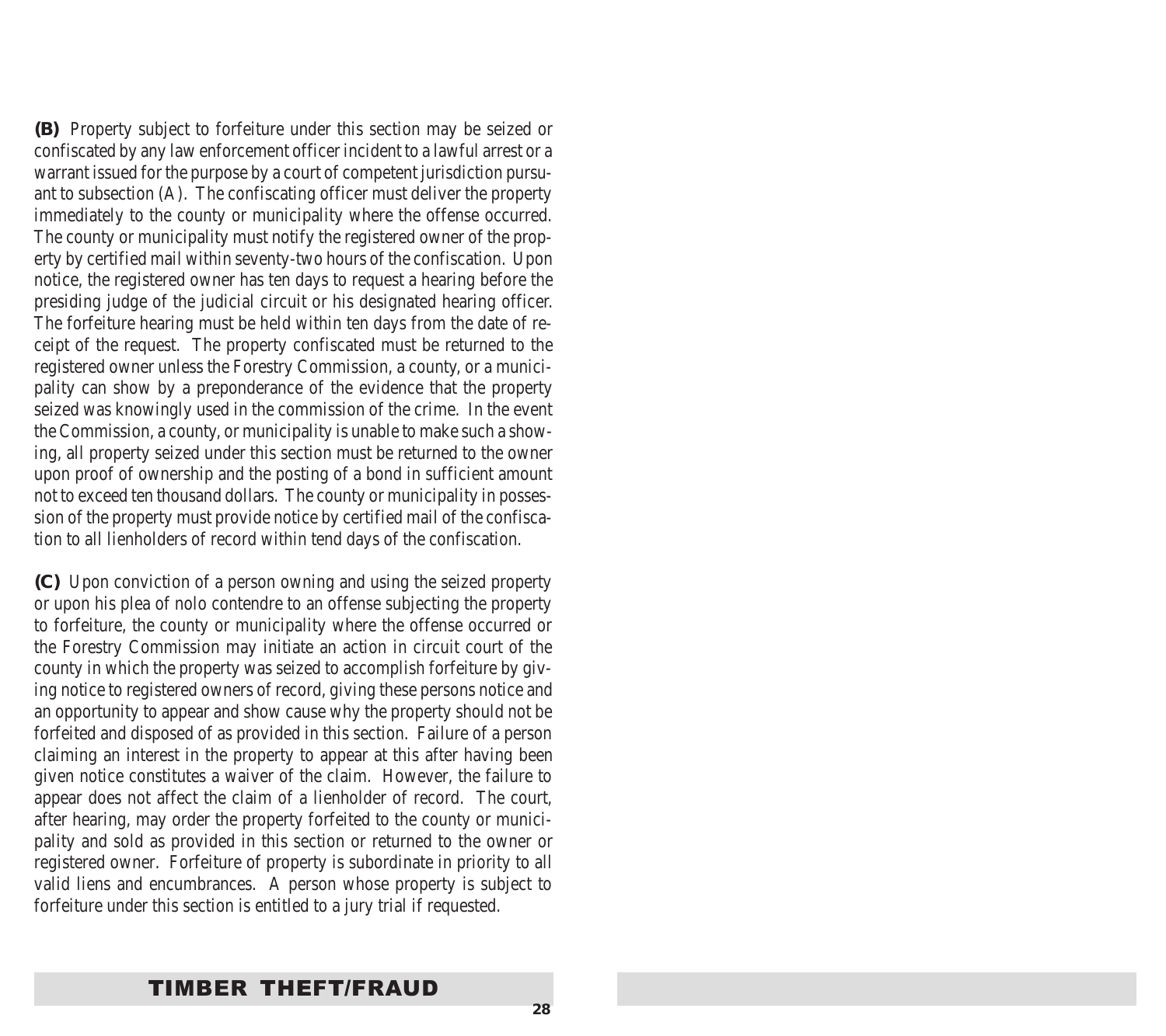**(B)** Property subject to forfeiture under this section may be seized or confiscated by any law enforcement officer incident to a lawful arrest or a warrant issued for the purpose by a court of competent jurisdiction pursuant to subsection (A). The confiscating officer must deliver the property immediately to the county or municipality where the offense occurred. The county or municipality must notify the registered owner of the property by certified mail within seventy-two hours of the confiscation. Upon notice, the registered owner has ten days to request a hearing before the presiding judge of the judicial circuit or his designated hearing officer. The forfeiture hearing must be held within ten days from the date of receipt of the request. The property confiscated must be returned to the registered owner unless the Forestry Commission, a county, or a municipality can show by a preponderance of the evidence that the property seized was knowingly used in the commission of the crime. In the event the Commission, a county, or municipality is unable to make such a showing, all property seized under this section must be returned to the owner upon proof of ownership and the posting of a bond in sufficient amount not to exceed ten thousand dollars. The county or municipality in possession of the property must provide notice by certified mail of the confiscation to all lienholders of record within tend days of the confiscation.

**(C)** Upon conviction of a person owning and using the seized property or upon his plea of nolo contendre to an offense subjecting the property to forfeiture, the county or municipality where the offense occurred or the Forestry Commission may initiate an action in circuit court of the county in which the property was seized to accomplish forfeiture by giving notice to registered owners of record, giving these persons notice and an opportunity to appear and show cause why the property should not be forfeited and disposed of as provided in this section. Failure of a person claiming an interest in the property to appear at this after having been given notice constitutes a waiver of the claim. However, the failure to appear does not affect the claim of a lienholder of record. The court, after hearing, may order the property forfeited to the county or municipality and sold as provided in this section or returned to the owner or registered owner. Forfeiture of property is subordinate in priority to all valid liens and encumbrances. A person whose property is subject to forfeiture under this section is entitled to a jury trial if requested.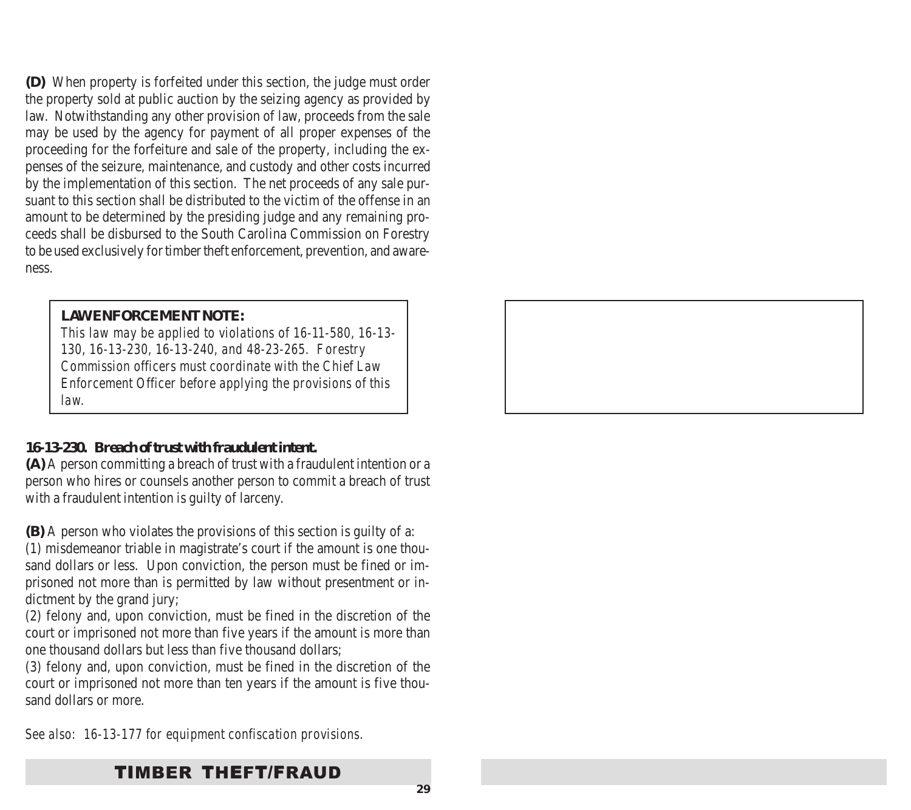**(D)** When property is forfeited under this section, the judge must order the property sold at public auction by the seizing agency as provided by law. Notwithstanding any other provision of law, proceeds from the sale may be used by the agency for payment of all proper expenses of the proceeding for the forfeiture and sale of the property, including the expenses of the seizure, maintenance, and custody and other costs incurred by the implementation of this section. The net proceeds of any sale pursuant to this section shall be distributed to the victim of the offense in an amount to be determined by the presiding judge and any remaining proceeds shall be disbursed to the South Carolina Commission on Forestry to be used exclusively for timber theft enforcement, prevention, and awareness.

> **LAW ENFORCEMENT NOTE:**
> *This law may be applied to violations of 16-11-580, 16-13-130, 16-13-230, 16-13-240, and 48-23-265. Forestry Commission officers must coordinate with the Chief Law Enforcement Officer before applying the provisions of this law.*

### 16-13-230. Breach of trust with fraudulent intent.

**(A)** A person committing a breach of trust with a fraudulent intention or a person who hires or counsels another person to commit a breach of trust with a fraudulent intention is guilty of larceny.

**(B)** A person who violates the provisions of this section is guilty of a:
(1) misdemeanor triable in magistrate's court if the amount is one thousand dollars or less. Upon conviction, the person must be fined or imprisoned not more than is permitted by law without presentment or indictment by the grand jury;
(2) felony and, upon conviction, must be fined in the discretion of the court or imprisoned not more than five years if the amount is more than one thousand dollars but less than five thousand dollars;
(3) felony and, upon conviction, must be fined in the discretion of the court or imprisoned not more than ten years if the amount is five thousand dollars or more.

*See also: 16-13-177 for equipment confiscation provisions.*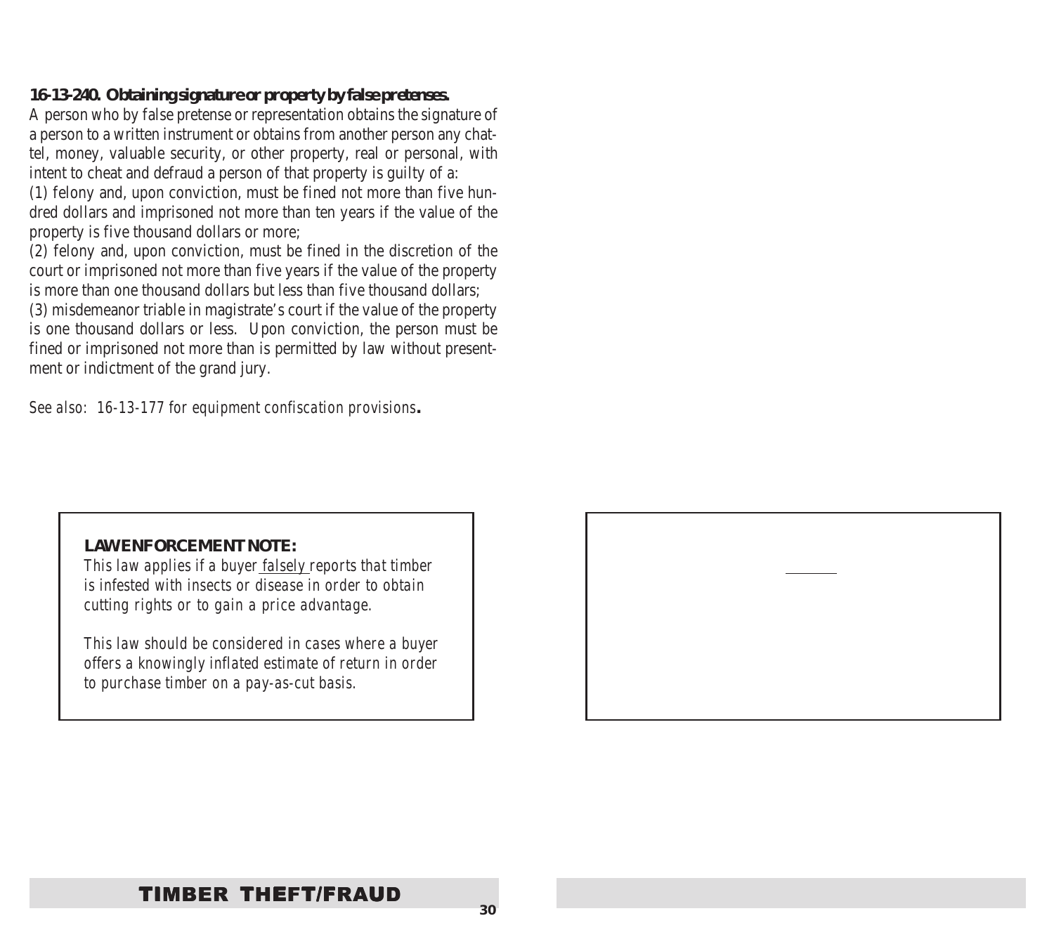**16-13-240. Obtaining signature or property by false pretenses.**
A person who by false pretense or representation obtains the signature of a person to a written instrument or obtains from another person any chattel, money, valuable security, or other property, real or personal, with intent to cheat and defraud a person of that property is guilty of a:
(1) felony and, upon conviction, must be fined not more than five hundred dollars and imprisoned not more than ten years if the value of the property is five thousand dollars or more;
(2) felony and, upon conviction, must be fined in the discretion of the court or imprisoned not more than five years if the value of the property is more than one thousand dollars but less than five thousand dollars;
(3) misdemeanor triable in magistrate's court if the value of the property is one thousand dollars or less. Upon conviction, the person must be fined or imprisoned not more than is permitted by law without presentment or indictment of the grand jury.

*See also: 16-13-177 for equipment confiscation provisions.*

**LAW ENFORCEMENT NOTE:**
*This law applies if a buyer falsely reports that timber is infested with insects or disease in order to obtain cutting rights or to gain a price advantage.*

*This law should be considered in cases where a buyer offers a knowingly inflated estimate of return in order to purchase timber on a pay-as-cut basis.*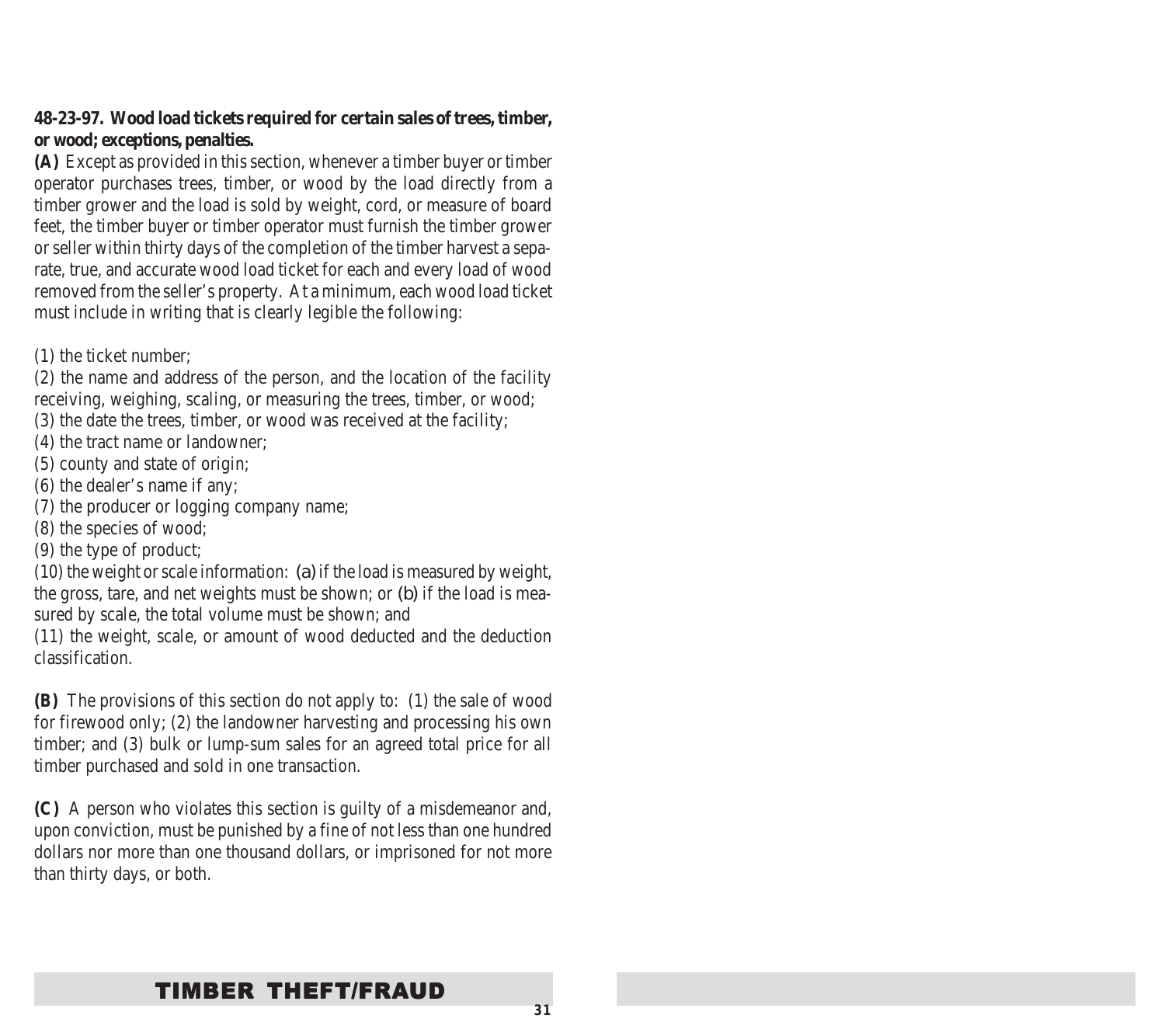**48-23-97. Wood load tickets required for certain sales of trees, timber, or wood; exceptions, penalties.**

**(A)** Except as provided in this section, whenever a timber buyer or timber operator purchases trees, timber, or wood by the load directly from a timber grower and the load is sold by weight, cord, or measure of board feet, the timber buyer or timber operator must furnish the timber grower or seller within thirty days of the completion of the timber harvest a separate, true, and accurate wood load ticket for each and every load of wood removed from the seller's property. At a minimum, each wood load ticket must include in writing that is clearly legible the following:

(1) the ticket number;
(2) the name and address of the person, and the location of the facility receiving, weighing, scaling, or measuring the trees, timber, or wood;
(3) the date the trees, timber, or wood was received at the facility;
(4) the tract name or landowner;
(5) county and state of origin;
(6) the dealer's name if any;
(7) the producer or logging company name;
(8) the species of wood;
(9) the type of product;
(10) the weight or scale information: (a) if the load is measured by weight, the gross, tare, and net weights must be shown; or (b) if the load is measured by scale, the total volume must be shown; and
(11) the weight, scale, or amount of wood deducted and the deduction classification.

**(B)** The provisions of this section do not apply to: (1) the sale of wood for firewood only; (2) the landowner harvesting and processing his own timber; and (3) bulk or lump-sum sales for an agreed total price for all timber purchased and sold in one transaction.

**(C)** A person who violates this section is guilty of a misdemeanor and, upon conviction, must be punished by a fine of not less than one hundred dollars nor more than one thousand dollars, or imprisoned for not more than thirty days, or both.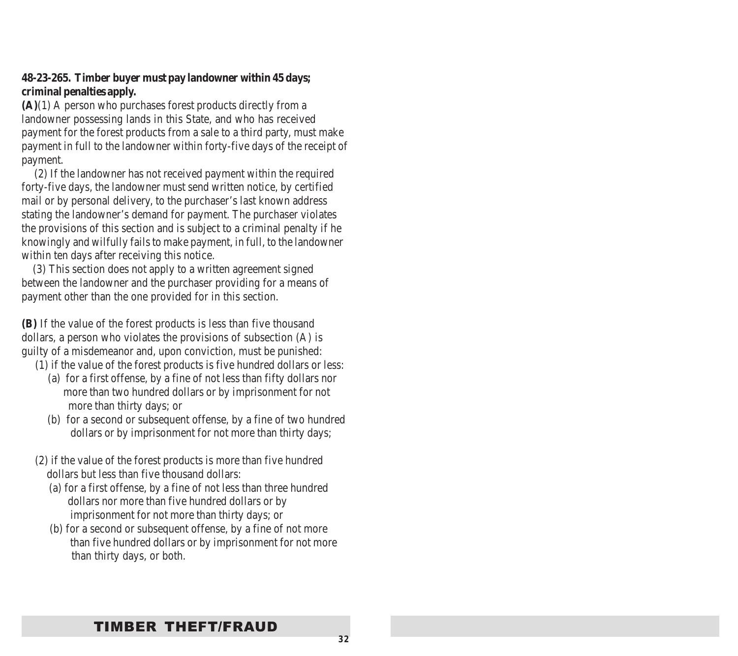**48-23-265. Timber buyer must pay landowner within 45 days; criminal penalties apply.**

**(A)**(1) A person who purchases forest products directly from a landowner possessing lands in this State, and who has received payment for the forest products from a sale to a third party, must make payment in full to the landowner within forty-five days of the receipt of payment.

(2) If the landowner has not received payment within the required forty-five days, the landowner must send written notice, by certified mail or by personal delivery, to the purchaser's last known address stating the landowner's demand for payment. The purchaser violates the provisions of this section and is subject to a criminal penalty if he knowingly and wilfully fails to make payment, in full, to the landowner within ten days after receiving this notice.

(3) This section does not apply to a written agreement signed between the landowner and the purchaser providing for a means of payment other than the one provided for in this section.

**(B)** If the value of the forest products is less than five thousand dollars, a person who violates the provisions of subsection (A) is guilty of a misdemeanor and, upon conviction, must be punished:

(1) if the value of the forest products is five hundred dollars or less:

(a) for a first offense, by a fine of not less than fifty dollars nor more than two hundred dollars or by imprisonment for not more than thirty days; or

(b) for a second or subsequent offense, by a fine of two hundred dollars or by imprisonment for not more than thirty days;

(2) if the value of the forest products is more than five hundred dollars but less than five thousand dollars:

(a) for a first offense, by a fine of not less than three hundred dollars nor more than five hundred dollars or by imprisonment for not more than thirty days; or

(b) for a second or subsequent offense, by a fine of not more than five hundred dollars or by imprisonment for not more than thirty days, or both.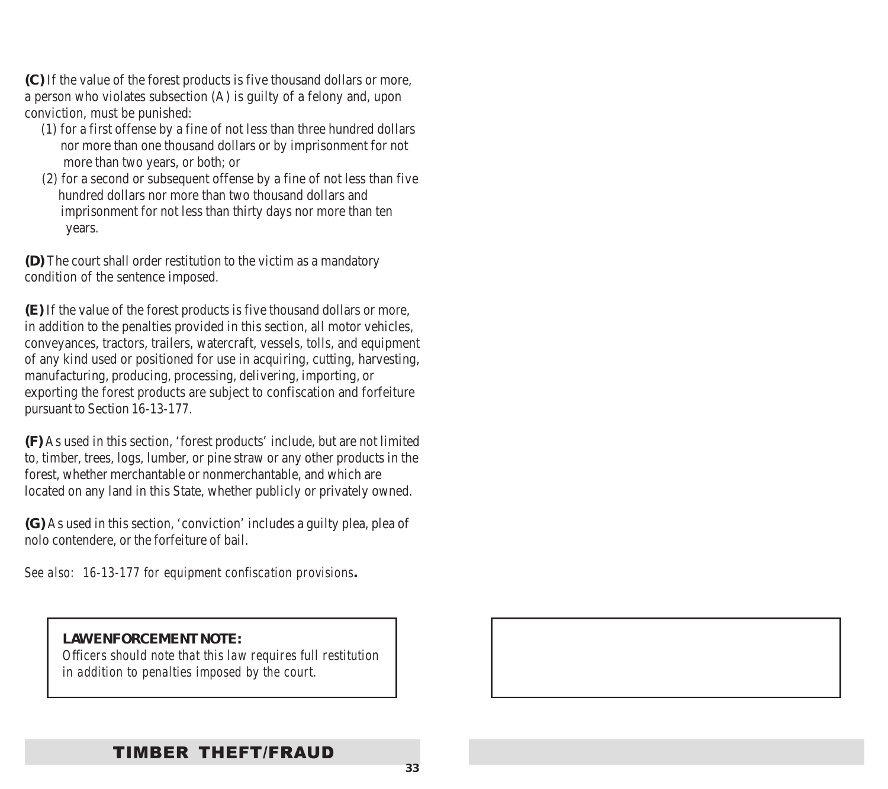**(C)** If the value of the forest products is five thousand dollars or more, a person who violates subsection (A) is guilty of a felony and, upon conviction, must be punished:

(1) for a first offense by a fine of not less than three hundred dollars nor more than one thousand dollars or by imprisonment for not more than two years, or both; or

(2) for a second or subsequent offense by a fine of not less than five hundred dollars nor more than two thousand dollars and imprisonment for not less than thirty days nor more than ten years.

**(D)** The court shall order restitution to the victim as a mandatory condition of the sentence imposed.

**(E)** If the value of the forest products is five thousand dollars or more, in addition to the penalties provided in this section, all motor vehicles, conveyances, tractors, trailers, watercraft, vessels, tolls, and equipment of any kind used or positioned for use in acquiring, cutting, harvesting, manufacturing, producing, processing, delivering, importing, or exporting the forest products are subject to confiscation and forfeiture pursuant to Section 16-13-177.

**(F)** As used in this section, 'forest products' include, but are not limited to, timber, trees, logs, lumber, or pine straw or any other products in the forest, whether merchantable or nonmerchantable, and which are located on any land in this State, whether publicly or privately owned.

**(G)** As used in this section, 'conviction' includes a guilty plea, plea of nolo contendere, or the forfeiture of bail.

*See also: 16-13-177 for equipment confiscation provisions*.

**LAW ENFORCEMENT NOTE:**
*Officers should note that this law requires full restitution in addition to penalties imposed by the court.*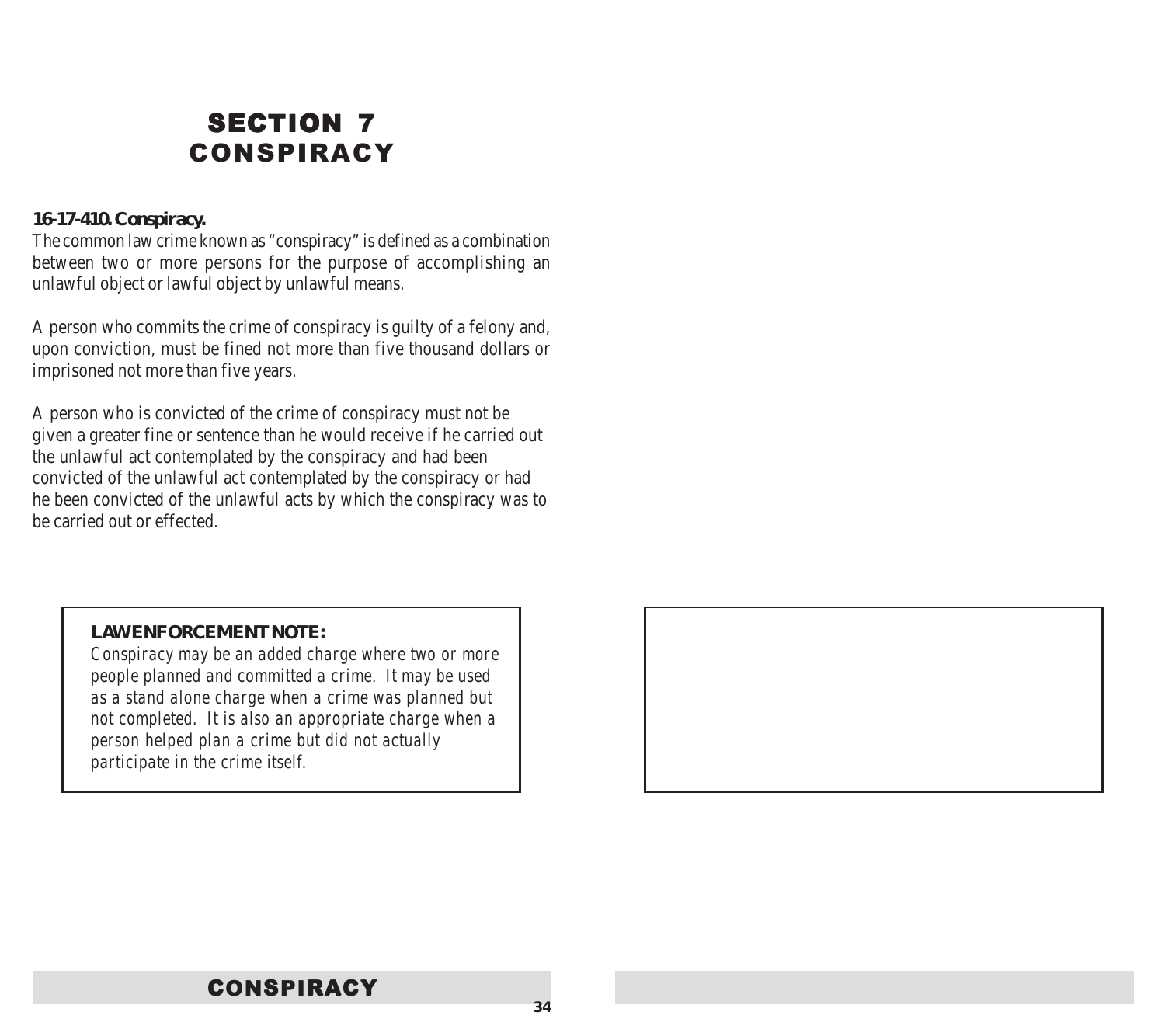# SECTION 7
# CONSPIRACY

**16-17-410. Conspiracy.**
The common law crime known as "conspiracy" is defined as a combination between two or more persons for the purpose of accomplishing an unlawful object or lawful object by unlawful means.

A person who commits the crime of conspiracy is guilty of a felony and, upon conviction, must be fined not more than five thousand dollars or imprisoned not more than five years.

A person who is convicted of the crime of conspiracy must not be given a greater fine or sentence than he would receive if he carried out the unlawful act contemplated by the conspiracy and had been convicted of the unlawful act contemplated by the conspiracy or had he been convicted of the unlawful acts by which the conspiracy was to be carried out or effected.

> **LAW ENFORCEMENT NOTE:**
> *Conspiracy may be an added charge where two or more people planned and committed a crime. It may be used as a stand alone charge when a crime was planned but not completed. It is also an appropriate charge when a person helped plan a crime but did not actually participate in the crime itself.*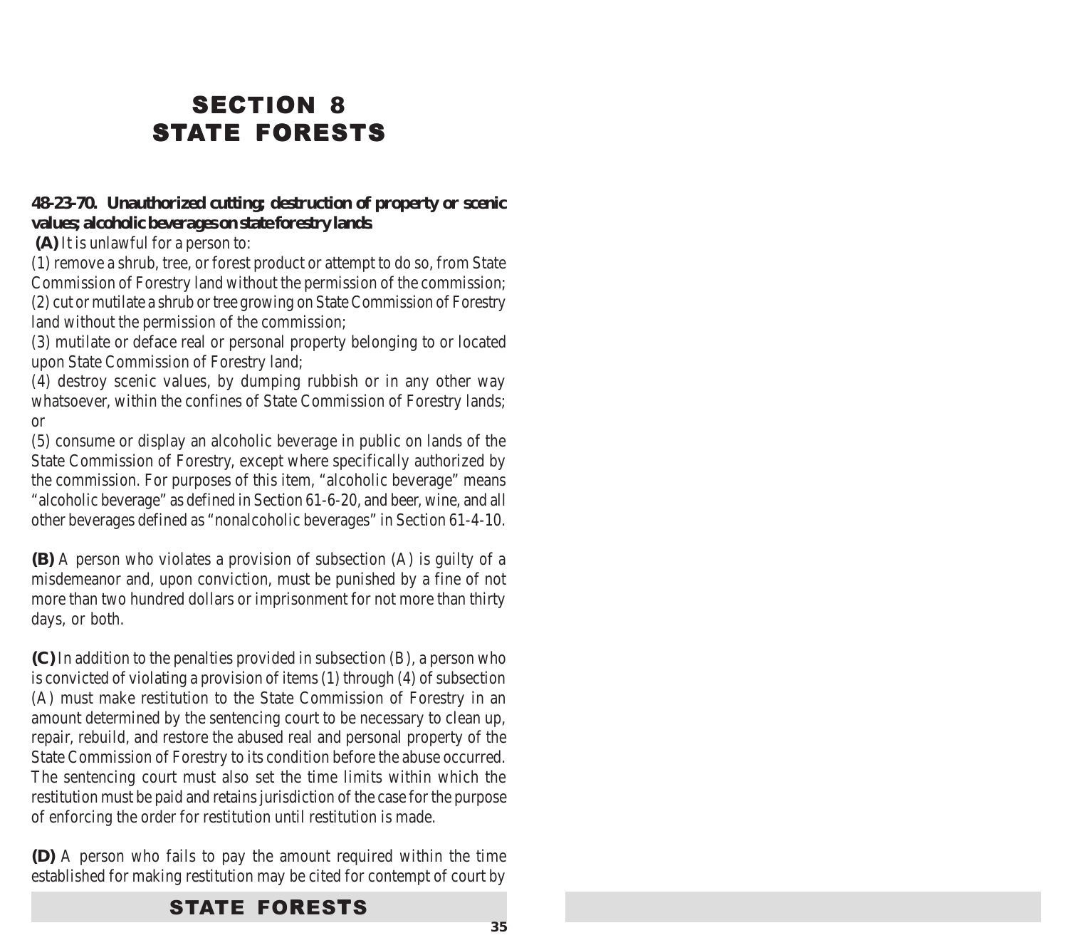# SECTION 8
# STATE FORESTS

**48-23-70. Unauthorized cutting; destruction of property or scenic values; alcoholic beverages on state forestry lands.**

**(A)** It is unlawful for a person to:

(1) remove a shrub, tree, or forest product or attempt to do so, from State Commission of Forestry land without the permission of the commission;

(2) cut or mutilate a shrub or tree growing on State Commission of Forestry land without the permission of the commission;

(3) mutilate or deface real or personal property belonging to or located upon State Commission of Forestry land;

(4) destroy scenic values, by dumping rubbish or in any other way whatsoever, within the confines of State Commission of Forestry lands; or

(5) consume or display an alcoholic beverage in public on lands of the State Commission of Forestry, except where specifically authorized by the commission. For purposes of this item, "alcoholic beverage" means "alcoholic beverage" as defined in Section 61-6-20, and beer, wine, and all other beverages defined as "nonalcoholic beverages" in Section 61-4-10.

**(B)** A person who violates a provision of subsection (A) is guilty of a misdemeanor and, upon conviction, must be punished by a fine of not more than two hundred dollars or imprisonment for not more than thirty days, or both.

**(C)** In addition to the penalties provided in subsection (B), a person who is convicted of violating a provision of items (1) through (4) of subsection (A) must make restitution to the State Commission of Forestry in an amount determined by the sentencing court to be necessary to clean up, repair, rebuild, and restore the abused real and personal property of the State Commission of Forestry to its condition before the abuse occurred. The sentencing court must also set the time limits within which the restitution must be paid and retains jurisdiction of the case for the purpose of enforcing the order for restitution until restitution is made.

**(D)** A person who fails to pay the amount required within the time established for making restitution may be cited for contempt of court by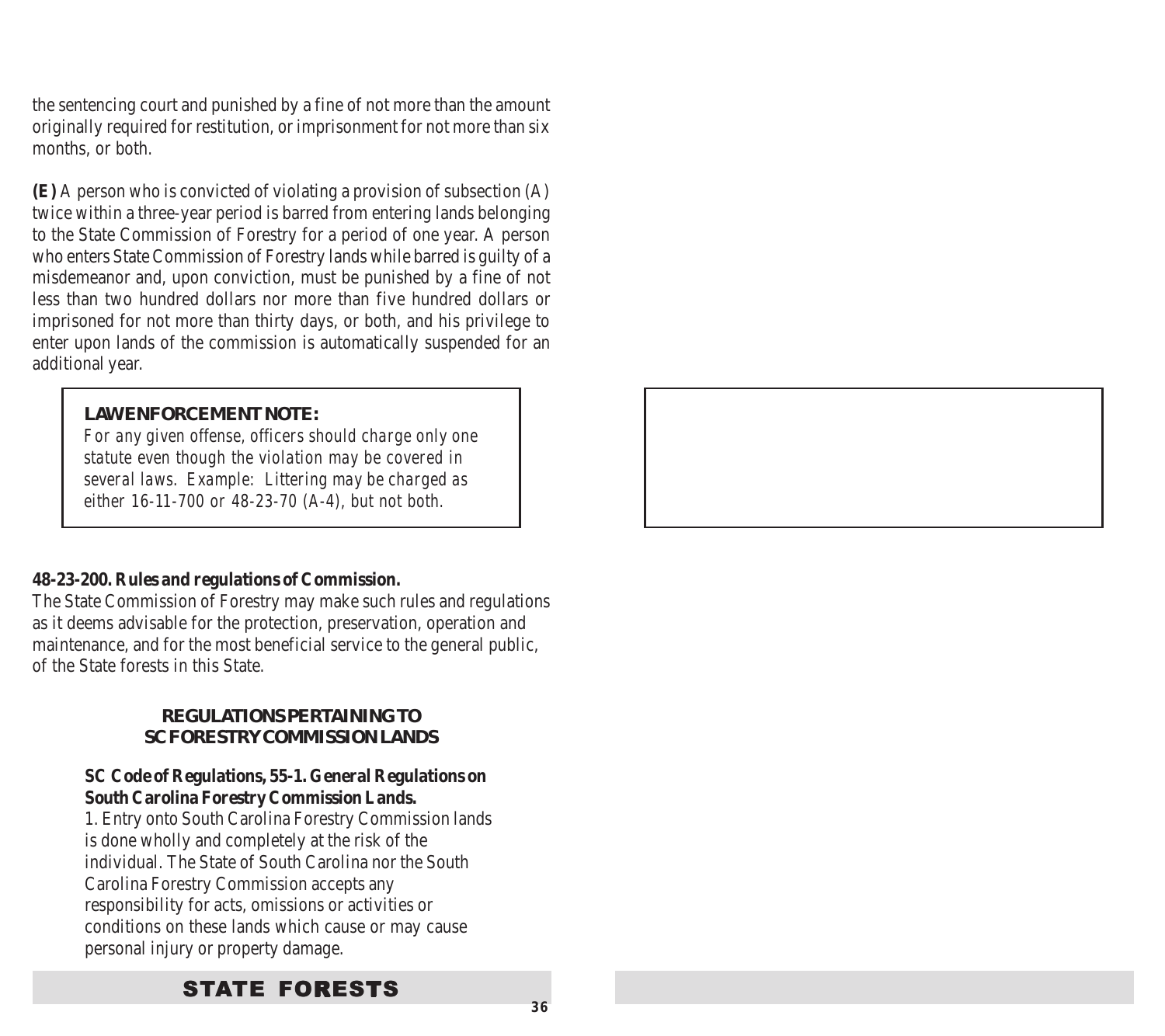the sentencing court and punished by a fine of not more than the amount originally required for restitution, or imprisonment for not more than six months, or both.

**(E)** A person who is convicted of violating a provision of subsection (A) twice within a three-year period is barred from entering lands belonging to the State Commission of Forestry for a period of one year. A person who enters State Commission of Forestry lands while barred is guilty of a misdemeanor and, upon conviction, must be punished by a fine of not less than two hundred dollars nor more than five hundred dollars or imprisoned for not more than thirty days, or both, and his privilege to enter upon lands of the commission is automatically suspended for an additional year.

> **LAW ENFORCEMENT NOTE:**
> *For any given offense, officers should charge only one statute even though the violation may be covered in several laws. Example: Littering may be charged as either 16-11-700 or 48-23-70 (A-4), but not both.*

**48-23-200. Rules and regulations of Commission.**

The State Commission of Forestry may make such rules and regulations as it deems advisable for the protection, preservation, operation and maintenance, and for the most beneficial service to the general public, of the State forests in this State.

## REGULATIONS PERTAINING TO SC FORESTRY COMMISSION LANDS

**SC Code of Regulations, 55-1. General Regulations on South Carolina Forestry Commission Lands.**

1. Entry onto South Carolina Forestry Commission lands is done wholly and completely at the risk of the individual. The State of South Carolina nor the South Carolina Forestry Commission accepts any responsibility for acts, omissions or activities or conditions on these lands which cause or may cause personal injury or property damage.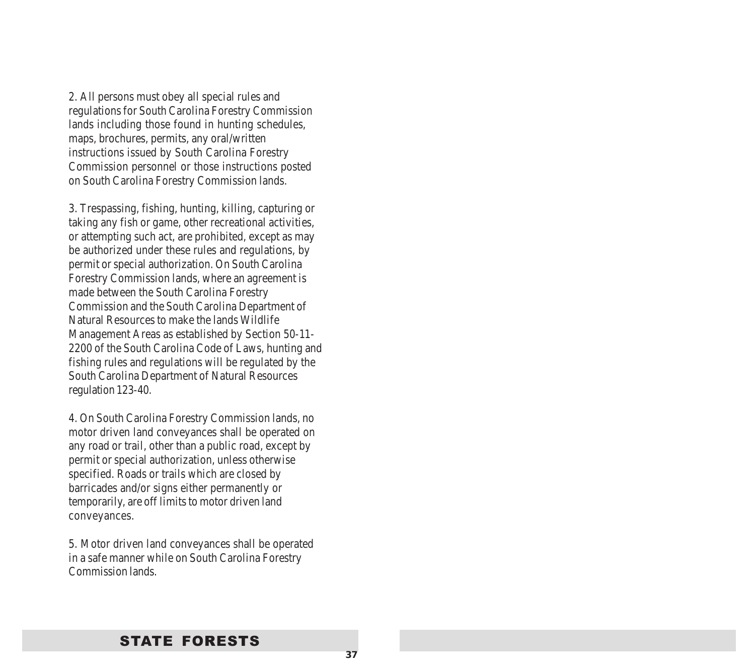2. All persons must obey all special rules and regulations for South Carolina Forestry Commission lands including those found in hunting schedules, maps, brochures, permits, any oral/written instructions issued by South Carolina Forestry Commission personnel or those instructions posted on South Carolina Forestry Commission lands.

3. Trespassing, fishing, hunting, killing, capturing or taking any fish or game, other recreational activities, or attempting such act, are prohibited, except as may be authorized under these rules and regulations, by permit or special authorization. On South Carolina Forestry Commission lands, where an agreement is made between the South Carolina Forestry Commission and the South Carolina Department of Natural Resources to make the lands Wildlife Management Areas as established by Section 50-11-2200 of the South Carolina Code of Laws, hunting and fishing rules and regulations will be regulated by the South Carolina Department of Natural Resources regulation 123-40.

4. On South Carolina Forestry Commission lands, no motor driven land conveyances shall be operated on any road or trail, other than a public road, except by permit or special authorization, unless otherwise specified. Roads or trails which are closed by barricades and/or signs either permanently or temporarily, are off limits to motor driven land conveyances.

5. Motor driven land conveyances shall be operated in a safe manner while on South Carolina Forestry Commission lands.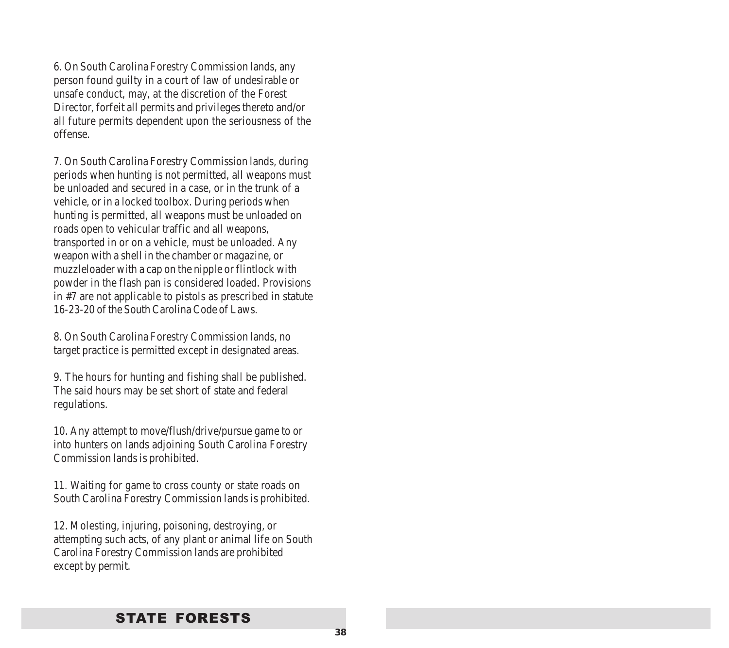6. On South Carolina Forestry Commission lands, any person found guilty in a court of law of undesirable or unsafe conduct, may, at the discretion of the Forest Director, forfeit all permits and privileges thereto and/or all future permits dependent upon the seriousness of the offense.

7. On South Carolina Forestry Commission lands, during periods when hunting is not permitted, all weapons must be unloaded and secured in a case, or in the trunk of a vehicle, or in a locked toolbox. During periods when hunting is permitted, all weapons must be unloaded on roads open to vehicular traffic and all weapons, transported in or on a vehicle, must be unloaded. Any weapon with a shell in the chamber or magazine, or muzzleloader with a cap on the nipple or flintlock with powder in the flash pan is considered loaded. Provisions in #7 are not applicable to pistols as prescribed in statute 16-23-20 of the South Carolina Code of Laws.

8. On South Carolina Forestry Commission lands, no target practice is permitted except in designated areas.

9. The hours for hunting and fishing shall be published. The said hours may be set short of state and federal regulations.

10. Any attempt to move/flush/drive/pursue game to or into hunters on lands adjoining South Carolina Forestry Commission lands is prohibited.

11. Waiting for game to cross county or state roads on South Carolina Forestry Commission lands is prohibited.

12. Molesting, injuring, poisoning, destroying, or attempting such acts, of any plant or animal life on South Carolina Forestry Commission lands are prohibited except by permit.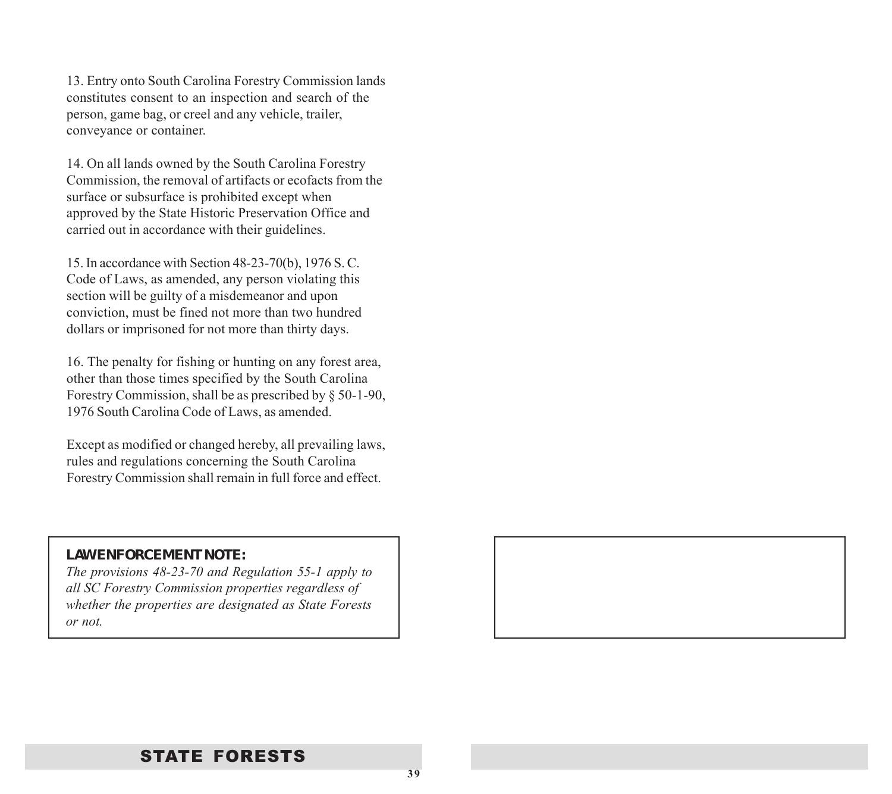13. Entry onto South Carolina Forestry Commission lands constitutes consent to an inspection and search of the person, game bag, or creel and any vehicle, trailer, conveyance or container.

14. On all lands owned by the South Carolina Forestry Commission, the removal of artifacts or ecofacts from the surface or subsurface is prohibited except when approved by the State Historic Preservation Office and carried out in accordance with their guidelines.

15. In accordance with Section 48-23-70(b), 1976 S. C. Code of Laws, as amended, any person violating this section will be guilty of a misdemeanor and upon conviction, must be fined not more than two hundred dollars or imprisoned for not more than thirty days.

16. The penalty for fishing or hunting on any forest area, other than those times specified by the South Carolina Forestry Commission, shall be as prescribed by § 50-1-90, 1976 South Carolina Code of Laws, as amended.

Except as modified or changed hereby, all prevailing laws, rules and regulations concerning the South Carolina Forestry Commission shall remain in full force and effect.

**LAW ENFORCEMENT NOTE:**
*The provisions 48-23-70 and Regulation 55-1 apply to all SC Forestry Commission properties regardless of whether the properties are designated as State Forests or not.*